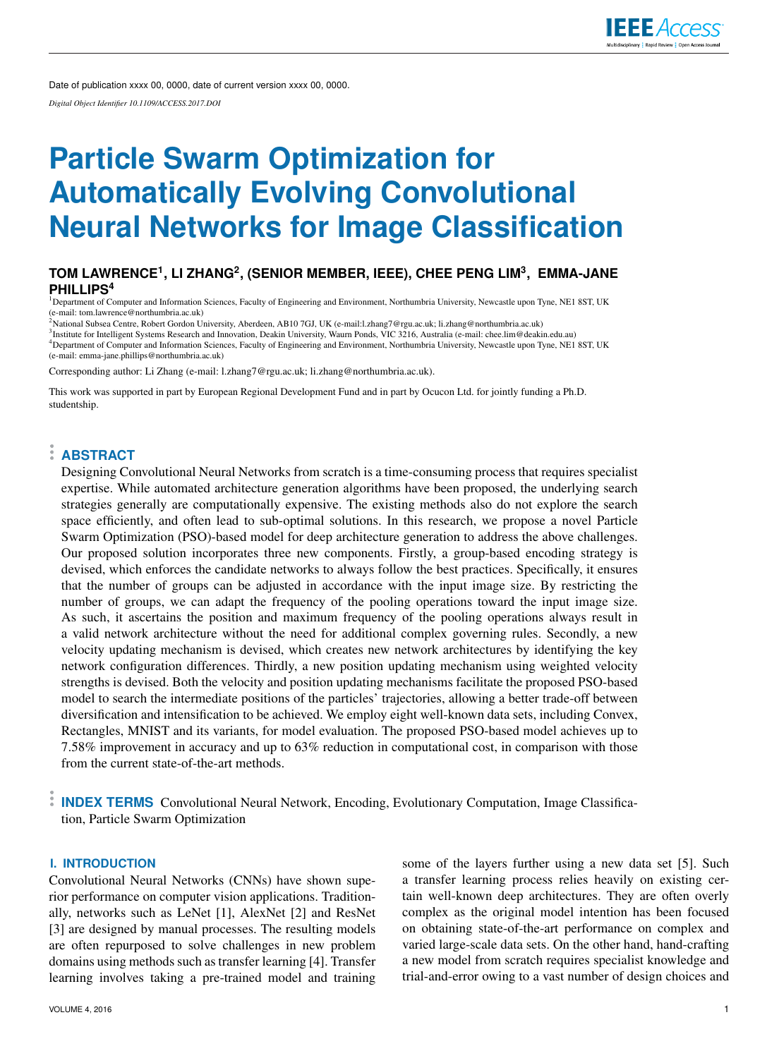Date of publication xxxx 00, 0000, date of current version xxxx 00, 0000.

*Digital Object Identifier 10.1109/ACCESS.2017.DOI*

# Particle Swarm Optimization for Automatically Evolving Convolutional Neural Networks for Image Classification

**TOM LAWRENCE[1], LI ZHANG[2], (SENIOR MEMBER, IEEE), CHEE PENG LIM[3], EMMA-JANE PHILLIPS[4]**

[1]Department of Computer and Information Sciences, Faculty of Engineering and Environment, Northumbria University, Newcastle upon Tyne, NE1 8ST, UK (e-mail: tom.lawrence@northumbria.ac.uk)

[2]National Subsea Centre, Robert Gordon University, Aberdeen, AB10 7GJ, UK (e-mail:l.zhang7@rgu.ac.uk; li.zhang@northumbria.ac.uk)

[3]Institute for Intelligent Systems Research and Innovation, Deakin University, Waurn Ponds, VIC 3216, Australia (e-mail: chee.lim@deakin.edu.au)

[4]Department of Computer and Information Sciences, Faculty of Engineering and Environment, Northumbria University, Newcastle upon Tyne, NE1 8ST, UK (e-mail: emma-jane.phillips@northumbria.ac.uk)

Corresponding author: Li Zhang (e-mail: l.zhang7@rgu.ac.uk; li.zhang@northumbria.ac.uk).

This work was supported in part by European Regional Development Fund and in part by Ocucon Ltd. for jointly funding a Ph.D. studentship.

## ABSTRACT

Designing Convolutional Neural Networks from scratch is a time-consuming process that requires specialist expertise. While automated architecture generation algorithms have been proposed, the underlying search strategies generally are computationally expensive. The existing methods also do not explore the search space efficiently, and often lead to sub-optimal solutions. In this research, we propose a novel Particle Swarm Optimization (PSO)-based model for deep architecture generation to address the above challenges. Our proposed solution incorporates three new components. Firstly, a group-based encoding strategy is devised, which enforces the candidate networks to always follow the best practices. Specifically, it ensures that the number of groups can be adjusted in accordance with the input image size. By restricting the number of groups, we can adapt the frequency of the pooling operations toward the input image size. As such, it ascertains the position and maximum frequency of the pooling operations always result in a valid network architecture without the need for additional complex governing rules. Secondly, a new velocity updating mechanism is devised, which creates new network architectures by identifying the key network configuration differences. Thirdly, a new position updating mechanism using weighted velocity strengths is devised. Both the velocity and position updating mechanisms facilitate the proposed PSO-based model to search the intermediate positions of the particles' trajectories, allowing a better trade-off between diversification and intensification to be achieved. We employ eight well-known data sets, including Convex, Rectangles, MNIST and its variants, for model evaluation. The proposed PSO-based model achieves up to 7.58% improvement in accuracy and up to 63% reduction in computational cost, in comparison with those from the current state-of-the-art methods.

**INDEX TERMS** Convolutional Neural Network, Encoding, Evolutionary Computation, Image Classification, Particle Swarm Optimization

## I. INTRODUCTION

Convolutional Neural Networks (CNNs) have shown superior performance on computer vision applications. Traditionally, networks such as LeNet [1], AlexNet [2] and ResNet [3] are designed by manual processes. The resulting models are often repurposed to solve challenges in new problem domains using methods such as transfer learning [4]. Transfer learning involves taking a pre-trained model and training some of the layers further using a new data set [5]. Such a transfer learning process relies heavily on existing certain well-known deep architectures. They are often overly complex as the original model intention has been focused on obtaining state-of-the-art performance on complex and varied large-scale data sets. On the other hand, hand-crafting a new model from scratch requires specialist knowledge and trial-and-error owing to a vast number of design choices and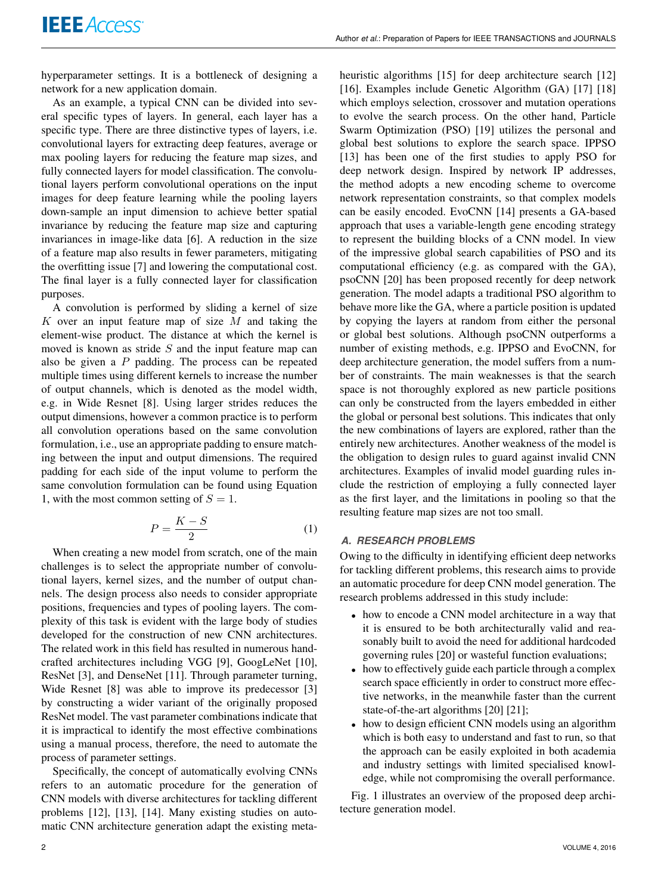hyperparameter settings. It is a bottleneck of designing a network for a new application domain.

As an example, a typical CNN can be divided into several specific types of layers. In general, each layer has a specific type. There are three distinctive types of layers, i.e. convolutional layers for extracting deep features, average or max pooling layers for reducing the feature map sizes, and fully connected layers for model classification. The convolutional layers perform convolutional operations on the input images for deep feature learning while the pooling layers down-sample an input dimension to achieve better spatial invariance by reducing the feature map size and capturing invariances in image-like data [6]. A reduction in the size of a feature map also results in fewer parameters, mitigating the overfitting issue [7] and lowering the computational cost. The final layer is a fully connected layer for classification purposes.

A convolution is performed by sliding a kernel of size $K$ over an input feature map of size $M$ and taking the element-wise product. The distance at which the kernel is moved is known as stride $S$ and the input feature map can also be given a $P$ padding. The process can be repeated multiple times using different kernels to increase the number of output channels, which is denoted as the model width, e.g. in Wide Resnet [8]. Using larger strides reduces the output dimensions, however a common practice is to perform all convolution operations based on the same convolution formulation, i.e., use an appropriate padding to ensure matching between the input and output dimensions. The required padding for each side of the input volume to perform the same convolution formulation can be found using Equation 1, with the most common setting of $S = 1$.

$$P = \frac{K - S}{2} \tag{1}$$

When creating a new model from scratch, one of the main challenges is to select the appropriate number of convolutional layers, kernel sizes, and the number of output channels. The design process also needs to consider appropriate positions, frequencies and types of pooling layers. The complexity of this task is evident with the large body of studies developed for the construction of new CNN architectures. The related work in this field has resulted in numerous handcrafted architectures including VGG [9], GoogLeNet [10], ResNet [3], and DenseNet [11]. Through parameter turning, Wide Resnet [8] was able to improve its predecessor [3] by constructing a wider variant of the originally proposed ResNet model. The vast parameter combinations indicate that it is impractical to identify the most effective combinations using a manual process, therefore, the need to automate the process of parameter settings.

Specifically, the concept of automatically evolving CNNs refers to an automatic procedure for the generation of CNN models with diverse architectures for tackling different problems [12], [13], [14]. Many existing studies on automatic CNN architecture generation adapt the existing meta-heuristic algorithms [15] for deep architecture search [12] [16]. Examples include Genetic Algorithm (GA) [17] [18] which employs selection, crossover and mutation operations to evolve the search process. On the other hand, Particle Swarm Optimization (PSO) [19] utilizes the personal and global best solutions to explore the search space. IPPSO [13] has been one of the first studies to apply PSO for deep network design. Inspired by network IP addresses, the method adopts a new encoding scheme to overcome network representation constraints, so that complex models can be easily encoded. EvoCNN [14] presents a GA-based approach that uses a variable-length gene encoding strategy to represent the building blocks of a CNN model. In view of the impressive global search capabilities of PSO and its computational efficiency (e.g. as compared with the GA), psoCNN [20] has been proposed recently for deep network generation. The model adapts a traditional PSO algorithm to behave more like the GA, where a particle position is updated by copying the layers at random from either the personal or global best solutions. Although psoCNN outperforms a number of existing methods, e.g. IPPSO and EvoCNN, for deep architecture generation, the model suffers from a number of constraints. The main weaknesses is that the search space is not thoroughly explored as new particle positions can only be constructed from the layers embedded in either the global or personal best solutions. This indicates that only the new combinations of layers are explored, rather than the entirely new architectures. Another weakness of the model is the obligation to design rules to guard against invalid CNN architectures. Examples of invalid model guarding rules include the restriction of employing a fully connected layer as the first layer, and the limitations in pooling so that the resulting feature map sizes are not too small.

### A. RESEARCH PROBLEMS

Owing to the difficulty in identifying efficient deep networks for tackling different problems, this research aims to provide an automatic procedure for deep CNN model generation. The research problems addressed in this study include:

- how to encode a CNN model architecture in a way that it is ensured to be both architecturally valid and reasonably built to avoid the need for additional hardcoded governing rules [20] or wasteful function evaluations;
- how to effectively guide each particle through a complex search space efficiently in order to construct more effective networks, in the meanwhile faster than the current state-of-the-art algorithms [20] [21];
- how to design efficient CNN models using an algorithm which is both easy to understand and fast to run, so that the approach can be easily exploited in both academia and industry settings with limited specialised knowledge, while not compromising the overall performance.

Fig. 1 illustrates an overview of the proposed deep architecture generation model.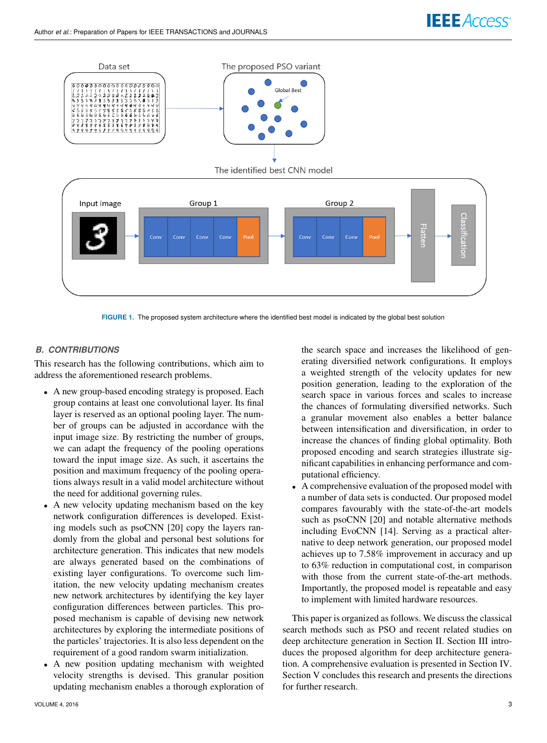FIGURE 1. The proposed system architecture where the identified best model is indicated by the global best solution

### B. CONTRIBUTIONS

This research has the following contributions, which aim to address the aforementioned research problems.

- A new group-based encoding strategy is proposed. Each group contains at least one convolutional layer. Its final layer is reserved as an optional pooling layer. The number of groups can be adjusted in accordance with the input image size. By restricting the number of groups, we can adapt the frequency of the pooling operations toward the input image size. As such, it ascertains the position and maximum frequency of the pooling operations always result in a valid model architecture without the need for additional governing rules.
- A new velocity updating mechanism based on the key network configuration differences is developed. Existing models such as psoCNN [20] copy the layers randomly from the global and personal best solutions for architecture generation. This indicates that new models are always generated based on the combinations of existing layer configurations. To overcome such limitation, the new velocity updating mechanism creates new network architectures by identifying the key layer configuration differences between particles. This proposed mechanism is capable of devising new network architectures by exploring the intermediate positions of the particles' trajectories. It is also less dependent on the requirement of a good random swarm initialization.
- A new position updating mechanism with weighted velocity strengths is devised. This granular position updating mechanism enables a thorough exploration of the search space and increases the likelihood of generating diversified network configurations. It employs a weighted strength of the velocity updates for new position generation, leading to the exploration of the search space in various forces and scales to increase the chances of formulating diversified networks. Such a granular movement also enables a better balance between intensification and diversification, in order to increase the chances of finding global optimality. Both proposed encoding and search strategies illustrate significant capabilities in enhancing performance and computational efficiency.
- A comprehensive evaluation of the proposed model with a number of data sets is conducted. Our proposed model compares favourably with the state-of-the-art models such as psoCNN [20] and notable alternative methods including EvoCNN [14]. Serving as a practical alternative to deep network generation, our proposed model achieves up to 7.58% improvement in accuracy and up to 63% reduction in computational cost, in comparison with those from the current state-of-the-art methods. Importantly, the proposed model is repeatable and easy to implement with limited hardware resources.

This paper is organized as follows. We discuss the classical search methods such as PSO and recent related studies on deep architecture generation in Section II. Section III introduces the proposed algorithm for deep architecture generation. A comprehensive evaluation is presented in Section IV. Section V concludes this research and presents the directions for further research.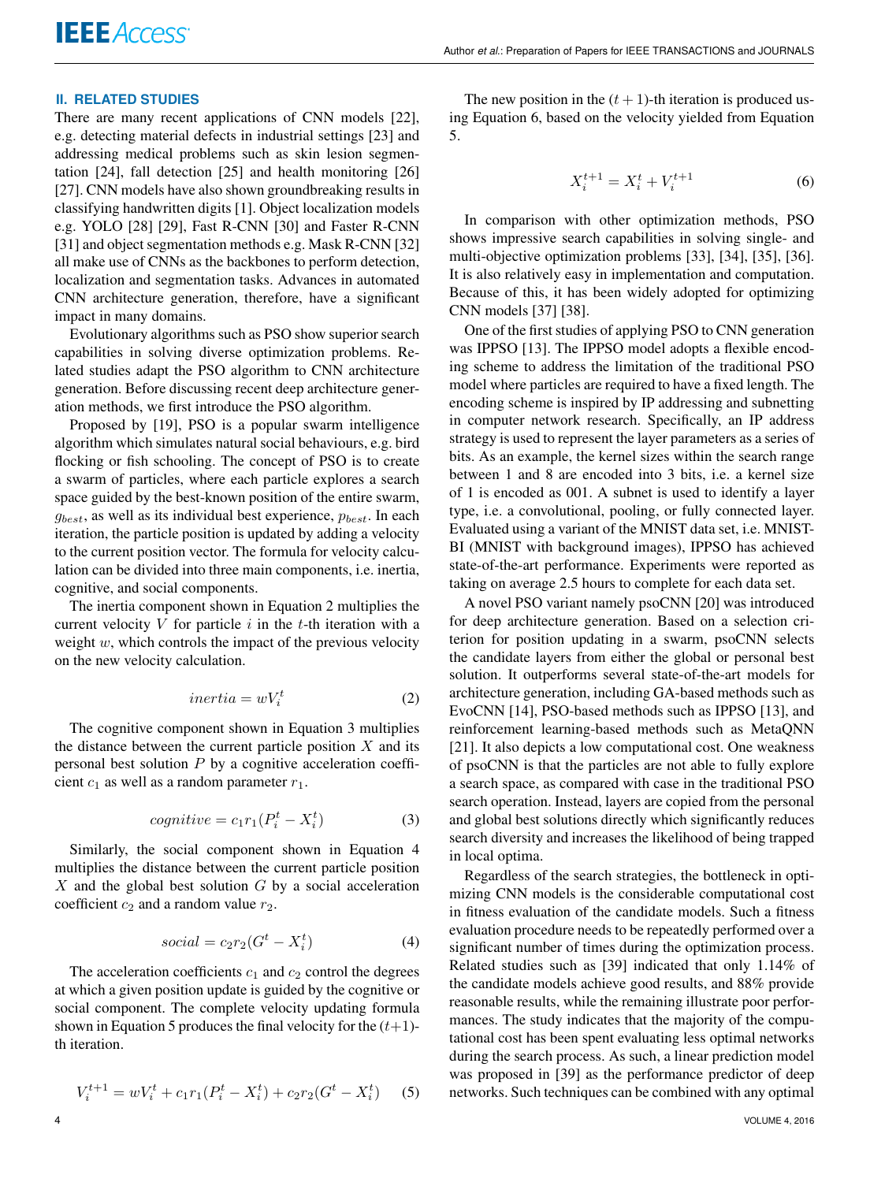## II. RELATED STUDIES

There are many recent applications of CNN models [22], e.g. detecting material defects in industrial settings [23] and addressing medical problems such as skin lesion segmentation [24], fall detection [25] and health monitoring [26] [27]. CNN models have also shown groundbreaking results in classifying handwritten digits [1]. Object localization models e.g. YOLO [28] [29], Fast R-CNN [30] and Faster R-CNN [31] and object segmentation methods e.g. Mask R-CNN [32] all make use of CNNs as the backbones to perform detection, localization and segmentation tasks. Advances in automated CNN architecture generation, therefore, have a significant impact in many domains.

Evolutionary algorithms such as PSO show superior search capabilities in solving diverse optimization problems. Related studies adapt the PSO algorithm to CNN architecture generation. Before discussing recent deep architecture generation methods, we first introduce the PSO algorithm.

Proposed by [19], PSO is a popular swarm intelligence algorithm which simulates natural social behaviours, e.g. bird flocking or fish schooling. The concept of PSO is to create a swarm of particles, where each particle explores a search space guided by the best-known position of the entire swarm, $g_{best}$, as well as its individual best experience, $p_{best}$. In each iteration, the particle position is updated by adding a velocity to the current position vector. The formula for velocity calculation can be divided into three main components, i.e. inertia, cognitive, and social components.

The inertia component shown in Equation 2 multiplies the current velocity $V$ for particle $i$ in the $t$-th iteration with a weight $w$, which controls the impact of the previous velocity on the new velocity calculation.

$$inertia = wV_i^t \tag{2}$$

The cognitive component shown in Equation 3 multiplies the distance between the current particle position $X$ and its personal best solution $P$ by a cognitive acceleration coefficient $c_1$ as well as a random parameter $r_1$.

$$cognitive = c_1 r_1 (P_i^t - X_i^t) \tag{3}$$

Similarly, the social component shown in Equation 4 multiplies the distance between the current particle position $X$ and the global best solution $G$ by a social acceleration coefficient $c_2$ and a random value $r_2$.

$$social = c_2 r_2 (G^t - X_i^t) \tag{4}$$

The acceleration coefficients $c_1$ and $c_2$ control the degrees at which a given position update is guided by the cognitive or social component. The complete velocity updating formula shown in Equation 5 produces the final velocity for the $(t+1)$-th iteration.

$$V_i^{t+1} = wV_i^t + c_1 r_1 (P_i^t - X_i^t) + c_2 r_2 (G^t - X_i^t) \tag{5}$$

The new position in the $(t+1)$-th iteration is produced using Equation 6, based on the velocity yielded from Equation 5.

$$X_i^{t+1} = X_i^t + V_i^{t+1} \tag{6}$$

In comparison with other optimization methods, PSO shows impressive search capabilities in solving single- and multi-objective optimization problems [33], [34], [35], [36]. It is also relatively easy in implementation and computation. Because of this, it has been widely adopted for optimizing CNN models [37] [38].

One of the first studies of applying PSO to CNN generation was IPPSO [13]. The IPPSO model adopts a flexible encoding scheme to address the limitation of the traditional PSO model where particles are required to have a fixed length. The encoding scheme is inspired by IP addressing and subnetting in computer network research. Specifically, an IP address strategy is used to represent the layer parameters as a series of bits. As an example, the kernel sizes within the search range between 1 and 8 are encoded into 3 bits, i.e. a kernel size of 1 is encoded as 001. A subnet is used to identify a layer type, i.e. a convolutional, pooling, or fully connected layer. Evaluated using a variant of the MNIST data set, i.e. MNIST-BI (MNIST with background images), IPPSO has achieved state-of-the-art performance. Experiments were reported as taking on average 2.5 hours to complete for each data set.

A novel PSO variant namely psoCNN [20] was introduced for deep architecture generation. Based on a selection criterion for position updating in a swarm, psoCNN selects the candidate layers from either the global or personal best solution. It outperforms several state-of-the-art models for architecture generation, including GA-based methods such as EvoCNN [14], PSO-based methods such as IPPSO [13], and reinforcement learning-based methods such as MetaQNN [21]. It also depicts a low computational cost. One weakness of psoCNN is that the particles are not able to fully explore a search space, as compared with case in the traditional PSO search operation. Instead, layers are copied from the personal and global best solutions directly which significantly reduces search diversity and increases the likelihood of being trapped in local optima.

Regardless of the search strategies, the bottleneck in optimizing CNN models is the considerable computational cost in fitness evaluation of the candidate models. Such a fitness evaluation procedure needs to be repeatedly performed over a significant number of times during the optimization process. Related studies such as [39] indicated that only 1.14% of the candidate models achieve good results, and 88% provide reasonable results, while the remaining illustrate poor performances. The study indicates that the majority of the computational cost has been spent evaluating less optimal networks during the search process. As such, a linear prediction model was proposed in [39] as the performance predictor of deep networks. Such techniques can be combined with any optimal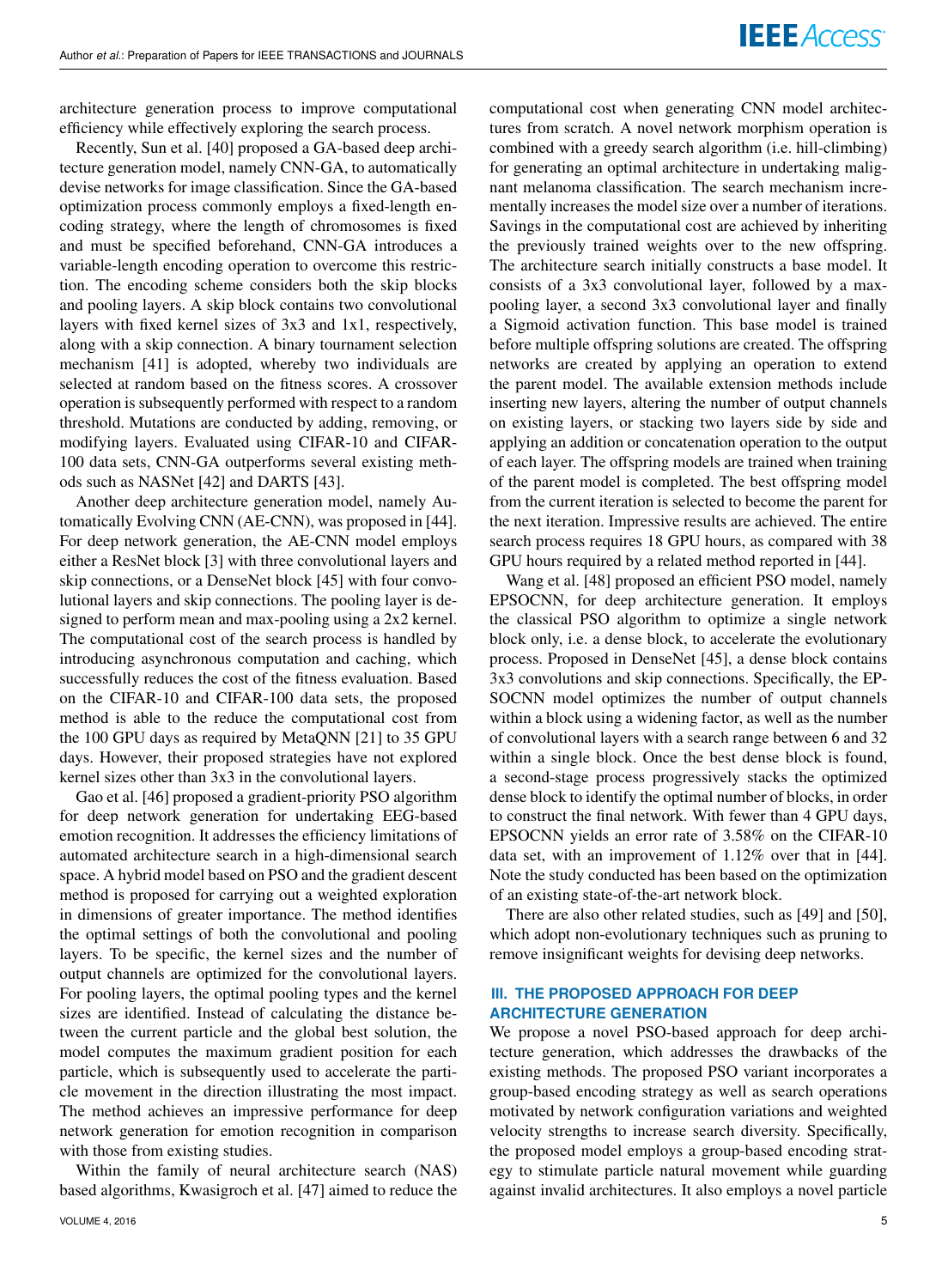architecture generation process to improve computational efficiency while effectively exploring the search process.

Recently, Sun et al. [40] proposed a GA-based deep architecture generation model, namely CNN-GA, to automatically devise networks for image classification. Since the GA-based optimization process commonly employs a fixed-length encoding strategy, where the length of chromosomes is fixed and must be specified beforehand, CNN-GA introduces a variable-length encoding operation to overcome this restriction. The encoding scheme considers both the skip blocks and pooling layers. A skip block contains two convolutional layers with fixed kernel sizes of 3x3 and 1x1, respectively, along with a skip connection. A binary tournament selection mechanism [41] is adopted, whereby two individuals are selected at random based on the fitness scores. A crossover operation is subsequently performed with respect to a random threshold. Mutations are conducted by adding, removing, or modifying layers. Evaluated using CIFAR-10 and CIFAR-100 data sets, CNN-GA outperforms several existing methods such as NASNet [42] and DARTS [43].

Another deep architecture generation model, namely Automatically Evolving CNN (AE-CNN), was proposed in [44]. For deep network generation, the AE-CNN model employs either a ResNet block [3] with three convolutional layers and skip connections, or a DenseNet block [45] with four convolutional layers and skip connections. The pooling layer is designed to perform mean and max-pooling using a 2x2 kernel. The computational cost of the search process is handled by introducing asynchronous computation and caching, which successfully reduces the cost of the fitness evaluation. Based on the CIFAR-10 and CIFAR-100 data sets, the proposed method is able to the reduce the computational cost from the 100 GPU days as required by MetaQNN [21] to 35 GPU days. However, their proposed strategies have not explored kernel sizes other than 3x3 in the convolutional layers.

Gao et al. [46] proposed a gradient-priority PSO algorithm for deep network generation for undertaking EEG-based emotion recognition. It addresses the efficiency limitations of automated architecture search in a high-dimensional search space. A hybrid model based on PSO and the gradient descent method is proposed for carrying out a weighted exploration in dimensions of greater importance. The method identifies the optimal settings of both the convolutional and pooling layers. To be specific, the kernel sizes and the number of output channels are optimized for the convolutional layers. For pooling layers, the optimal pooling types and the kernel sizes are identified. Instead of calculating the distance between the current particle and the global best solution, the model computes the maximum gradient position for each particle, which is subsequently used to accelerate the particle movement in the direction illustrating the most impact. The method achieves an impressive performance for deep network generation for emotion recognition in comparison with those from existing studies.

Within the family of neural architecture search (NAS) based algorithms, Kwasigroch et al. [47] aimed to reduce the computational cost when generating CNN model architectures from scratch. A novel network morphism operation is combined with a greedy search algorithm (i.e. hill-climbing) for generating an optimal architecture in undertaking malignant melanoma classification. The search mechanism incrementally increases the model size over a number of iterations. Savings in the computational cost are achieved by inheriting the previously trained weights over to the new offspring. The architecture search initially constructs a base model. It consists of a 3x3 convolutional layer, followed by a max-pooling layer, a second 3x3 convolutional layer and finally a Sigmoid activation function. This base model is trained before multiple offspring solutions are created. The offspring networks are created by applying an operation to extend the parent model. The available extension methods include inserting new layers, altering the number of output channels on existing layers, or stacking two layers side by side and applying an addition or concatenation operation to the output of each layer. The offspring models are trained when training of the parent model is completed. The best offspring model from the current iteration is selected to become the parent for the next iteration. Impressive results are achieved. The entire search process requires 18 GPU hours, as compared with 38 GPU hours required by a related method reported in [44].

Wang et al. [48] proposed an efficient PSO model, namely EPSOCNN, for deep architecture generation. It employs the classical PSO algorithm to optimize a single network block only, i.e. a dense block, to accelerate the evolutionary process. Proposed in DenseNet [45], a dense block contains 3x3 convolutions and skip connections. Specifically, the EPSOCNN model optimizes the number of output channels within a block using a widening factor, as well as the number of convolutional layers with a search range between 6 and 32 within a single block. Once the best dense block is found, a second-stage process progressively stacks the optimized dense block to identify the optimal number of blocks, in order to construct the final network. With fewer than 4 GPU days, EPSOCNN yields an error rate of 3.58% on the CIFAR-10 data set, with an improvement of 1.12% over that in [44]. Note the study conducted has been based on the optimization of an existing state-of-the-art network block.

There are also other related studies, such as [49] and [50], which adopt non-evolutionary techniques such as pruning to remove insignificant weights for devising deep networks.

## III. THE PROPOSED APPROACH FOR DEEP ARCHITECTURE GENERATION

We propose a novel PSO-based approach for deep architecture generation, which addresses the drawbacks of the existing methods. The proposed PSO variant incorporates a group-based encoding strategy as well as search operations motivated by network configuration variations and weighted velocity strengths to increase search diversity. Specifically, the proposed model employs a group-based encoding strategy to stimulate particle natural movement while guarding against invalid architectures. It also employs a novel particle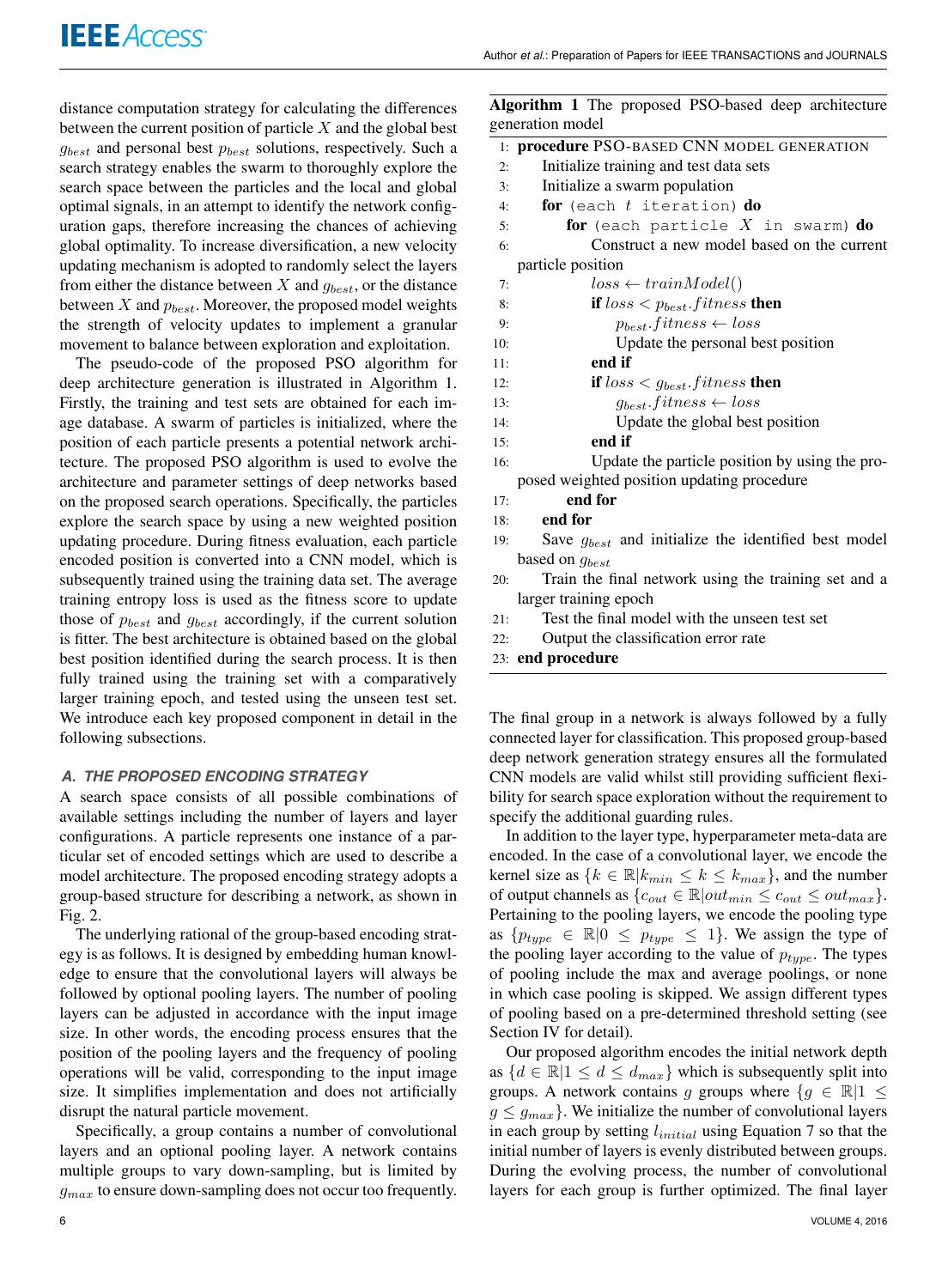distance computation strategy for calculating the differences between the current position of particle $X$ and the global best $g_{best}$ and personal best $p_{best}$ solutions, respectively. Such a search strategy enables the swarm to thoroughly explore the search space between the particles and the local and global optimal signals, in an attempt to identify the network configuration gaps, therefore increasing the chances of achieving global optimality. To increase diversification, a new velocity updating mechanism is adopted to randomly select the layers from either the distance between $X$ and $g_{best}$, or the distance between $X$ and $p_{best}$. Moreover, the proposed model weights the strength of velocity updates to implement a granular movement to balance between exploration and exploitation.

The pseudo-code of the proposed PSO algorithm for deep architecture generation is illustrated in Algorithm 1. Firstly, the training and test sets are obtained for each image database. A swarm of particles is initialized, where the position of each particle presents a potential network architecture. The proposed PSO algorithm is used to evolve the architecture and parameter settings of deep networks based on the proposed search operations. Specifically, the particles explore the search space by using a new weighted position updating procedure. During fitness evaluation, each particle encoded position is converted into a CNN model, which is subsequently trained using the training data set. The average training entropy loss is used as the fitness score to update those of $p_{best}$ and $g_{best}$ accordingly, if the current solution is fitter. The best architecture is obtained based on the global best position identified during the search process. It is then fully trained using the training set with a comparatively larger training epoch, and tested using the unseen test set. We introduce each key proposed component in detail in the following subsections.

**Algorithm 1** The proposed PSO-based deep architecture generation model

```
 1: procedure PSO-BASED CNN MODEL GENERATION
 2:     Initialize training and test data sets
 3:     Initialize a swarm population
 4:     for (each t iteration) do
 5:         for (each particle X in swarm) do
 6:             Construct a new model based on the current particle position
 7:             loss ← trainModel()
 8:             if loss < p_best.fitness then
 9:                 p_best.fitness ← loss
10:                 Update the personal best position
11:             end if
12:             if loss < g_best.fitness then
13:                 g_best.fitness ← loss
14:                 Update the global best position
15:             end if
16:             Update the particle position by using the proposed weighted position updating procedure
17:         end for
18:     end for
19:     Save g_best and initialize the identified best model based on g_best
20:     Train the final network using the training set and a larger training epoch
21:     Test the final model with the unseen test set
22:     Output the classification error rate
23: end procedure
```

### A. THE PROPOSED ENCODING STRATEGY

A search space consists of all possible combinations of available settings including the number of layers and layer configurations. A particle represents one instance of a particular set of encoded settings which are used to describe a model architecture. The proposed encoding strategy adopts a group-based structure for describing a network, as shown in Fig. 2.

The underlying rational of the group-based encoding strategy is as follows. It is designed by embedding human knowledge to ensure that the convolutional layers will always be followed by optional pooling layers. The number of pooling layers can be adjusted in accordance with the input image size. In other words, the encoding process ensures that the position of the pooling layers and the frequency of pooling operations will be valid, corresponding to the input image size. It simplifies implementation and does not artificially disrupt the natural particle movement.

Specifically, a group contains a number of convolutional layers and an optional pooling layer. A network contains multiple groups to vary down-sampling, but is limited by $g_{max}$ to ensure down-sampling does not occur too frequently. The final group in a network is always followed by a fully connected layer for classification. This proposed group-based deep network generation strategy ensures all the formulated CNN models are valid whilst still providing sufficient flexibility for search space exploration without the requirement to specify the additional guarding rules.

In addition to the layer type, hyperparameter meta-data are encoded. In the case of a convolutional layer, we encode the kernel size as $\{k \in \mathbb{R} | k_{min} \leq k \leq k_{max}\}$, and the number of output channels as $\{c_{out} \in \mathbb{R} | out_{min} \leq c_{out} \leq out_{max}\}$. Pertaining to the pooling layers, we encode the pooling type as $\{p_{type} \in \mathbb{R} | 0 \leq p_{type} \leq 1\}$. We assign the type of the pooling layer according to the value of $p_{type}$. The types of pooling include the max and average poolings, or none in which case pooling is skipped. We assign different types of pooling based on a pre-determined threshold setting (see Section IV for detail).

Our proposed algorithm encodes the initial network depth as $\{d \in \mathbb{R} | 1 \leq d \leq d_{max}\}$ which is subsequently split into groups. A network contains $g$ groups where $\{g \in \mathbb{R} | 1 \leq g \leq g_{max}\}$. We initialize the number of convolutional layers in each group by setting $l_{initial}$ using Equation 7 so that the initial number of layers is evenly distributed between groups. During the evolving process, the number of convolutional layers for each group is further optimized. The final layer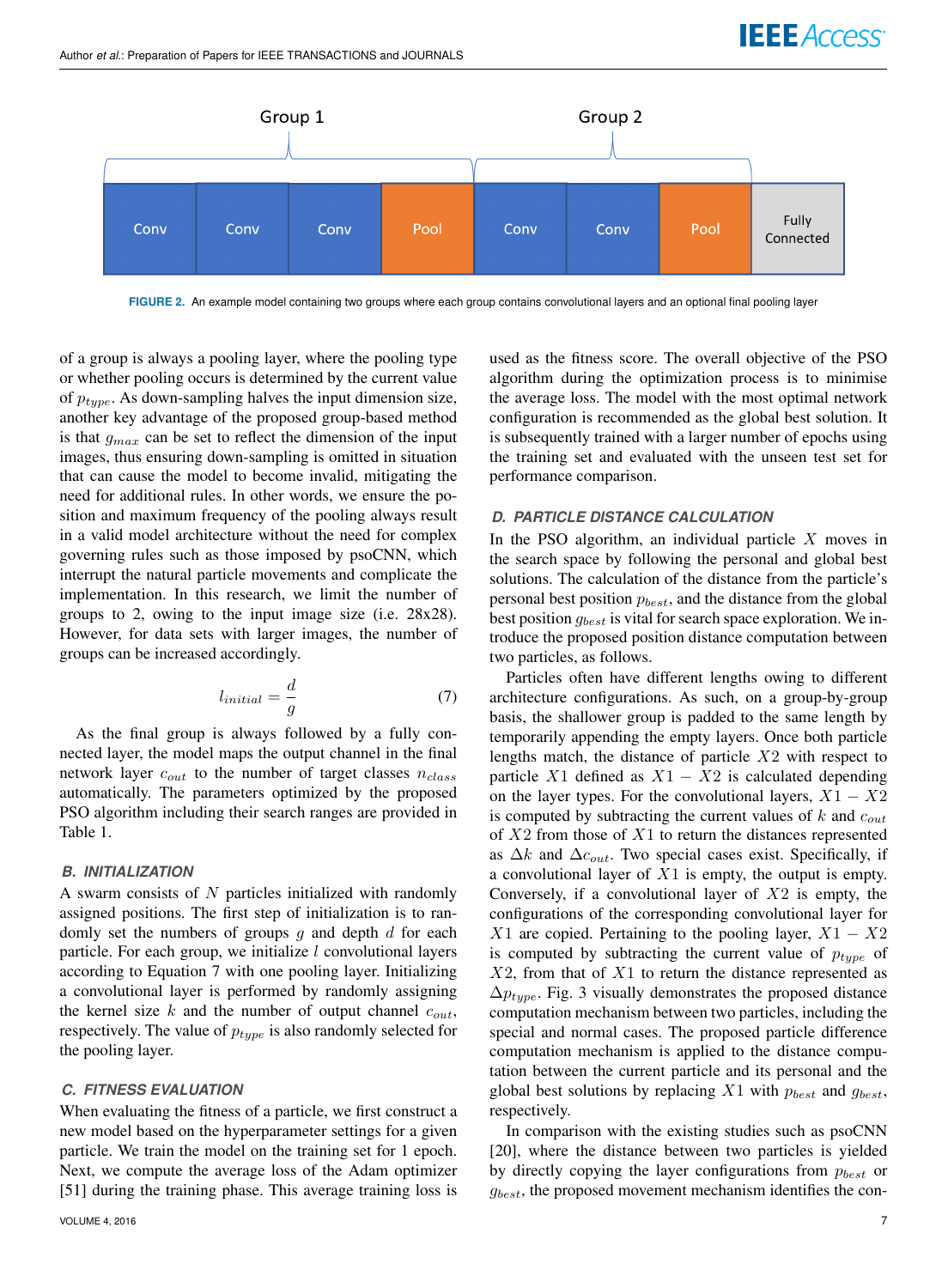FIGURE 2. An example model containing two groups where each group contains convolutional layers and an optional final pooling layer

of a group is always a pooling layer, where the pooling type or whether pooling occurs is determined by the current value of $p_{type}$. As down-sampling halves the input dimension size, another key advantage of the proposed group-based method is that $g_{max}$ can be set to reflect the dimension of the input images, thus ensuring down-sampling is omitted in situation that can cause the model to become invalid, mitigating the need for additional rules. In other words, we ensure the position and maximum frequency of the pooling always result in a valid model architecture without the need for complex governing rules such as those imposed by psoCNN, which interrupt the natural particle movements and complicate the implementation. In this research, we limit the number of groups to 2, owing to the input image size (i.e. 28x28). However, for data sets with larger images, the number of groups can be increased accordingly.

$$l_{initial} = \frac{d}{g} \tag{7}$$

As the final group is always followed by a fully connected layer, the model maps the output channel in the final network layer $c_{out}$ to the number of target classes $n_{class}$ automatically. The parameters optimized by the proposed PSO algorithm including their search ranges are provided in Table 1.

### B. INITIALIZATION

A swarm consists of $N$ particles initialized with randomly assigned positions. The first step of initialization is to randomly set the numbers of groups $g$ and depth $d$ for each particle. For each group, we initialize $l$ convolutional layers according to Equation 7 with one pooling layer. Initializing a convolutional layer is performed by randomly assigning the kernel size $k$ and the number of output channel $c_{out}$, respectively. The value of $p_{type}$ is also randomly selected for the pooling layer.

### C. FITNESS EVALUATION

When evaluating the fitness of a particle, we first construct a new model based on the hyperparameter settings for a given particle. We train the model on the training set for 1 epoch. Next, we compute the average loss of the Adam optimizer [51] during the training phase. This average training loss is used as the fitness score. The overall objective of the PSO algorithm during the optimization process is to minimise the average loss. The model with the most optimal network configuration is recommended as the global best solution. It is subsequently trained with a larger number of epochs using the training set and evaluated with the unseen test set for performance comparison.

### D. PARTICLE DISTANCE CALCULATION

In the PSO algorithm, an individual particle $X$ moves in the search space by following the personal and global best solutions. The calculation of the distance from the particle's personal best position $p_{best}$, and the distance from the global best position $g_{best}$ is vital for search space exploration. We introduce the proposed position distance computation between two particles, as follows.

Particles often have different lengths owing to different architecture configurations. As such, on a group-by-group basis, the shallower group is padded to the same length by temporarily appending the empty layers. Once both particle lengths match, the distance of particle $X2$ with respect to particle $X1$ defined as $X1 - X2$ is calculated depending on the layer types. For the convolutional layers, $X1 - X2$ is computed by subtracting the current values of $k$ and $c_{out}$ of $X2$ from those of $X1$ to return the distances represented as $\Delta k$ and $\Delta c_{out}$. Two special cases exist. Specifically, if a convolutional layer of $X1$ is empty, the output is empty. Conversely, if a convolutional layer of $X2$ is empty, the configurations of the corresponding convolutional layer for $X1$ are copied. Pertaining to the pooling layer, $X1 - X2$ is computed by subtracting the current value of $p_{type}$ of $X2$, from that of $X1$ to return the distance represented as $\Delta p_{type}$. Fig. 3 visually demonstrates the proposed distance computation mechanism between two particles, including the special and normal cases. The proposed particle difference computation mechanism is applied to the distance computation between the current particle and its personal and the global best solutions by replacing $X1$ with $p_{best}$ and $g_{best}$, respectively.

In comparison with the existing studies such as psoCNN [20], where the distance between two particles is yielded by directly copying the layer configurations from $p_{best}$ or $g_{best}$, the proposed movement mechanism identifies the con-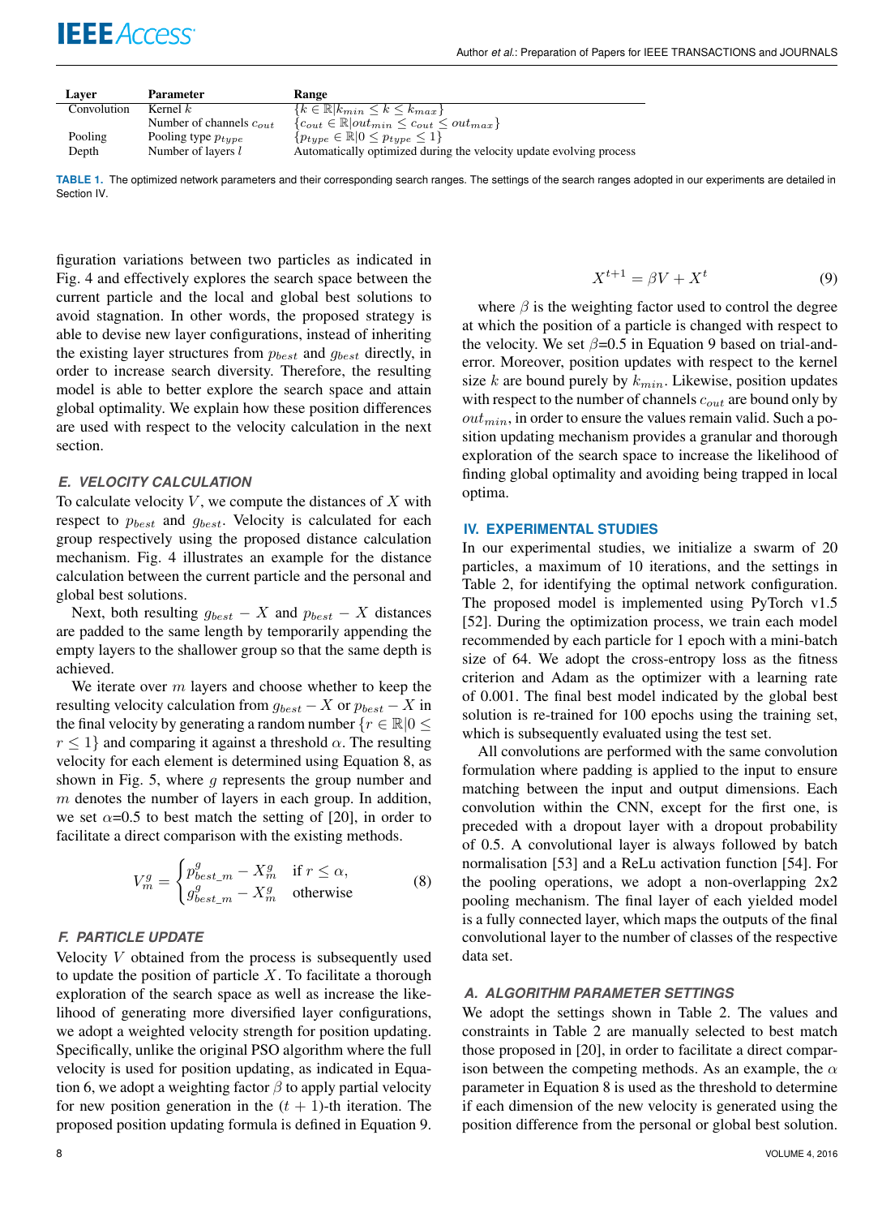| Layer | Parameter | Range |
|---|---|---|
| Convolution | Kernel $k$ | $\{k \in \mathbb{R} \vert k_{min} \leq k \leq k_{max}\}$ |
| | Number of channels $c_{out}$ | $\{c_{out} \in \mathbb{R} \vert out_{min} \leq c_{out} \leq out_{max}\}$ |
| Pooling | Pooling type $p_{type}$ | $\{p_{type} \in \mathbb{R} \vert 0 \leq p_{type} \leq 1\}$ |
| Depth | Number of layers $l$ | Automatically optimized during the velocity update evolving process |

**TABLE 1.** The optimized network parameters and their corresponding search ranges. The settings of the search ranges adopted in our experiments are detailed in Section IV.

figuration variations between two particles as indicated in Fig. 4 and effectively explores the search space between the current particle and the local and global best solutions to avoid stagnation. In other words, the proposed strategy is able to devise new layer configurations, instead of inheriting the existing layer structures from $p_{best}$ and $g_{best}$ directly, in order to increase search diversity. Therefore, the resulting model is able to better explore the search space and attain global optimality. We explain how these position differences are used with respect to the velocity calculation in the next section.

### E. VELOCITY CALCULATION

To calculate velocity $V$, we compute the distances of $X$ with respect to $p_{best}$ and $g_{best}$. Velocity is calculated for each group respectively using the proposed distance calculation mechanism. Fig. 4 illustrates an example for the distance calculation between the current particle and the personal and global best solutions.

Next, both resulting $g_{best} - X$ and $p_{best} - X$ distances are padded to the same length by temporarily appending the empty layers to the shallower group so that the same depth is achieved.

We iterate over $m$ layers and choose whether to keep the resulting velocity calculation from $g_{best} - X$ or $p_{best} - X$ in the final velocity by generating a random number $\{r \in \mathbb{R} | 0 \leq r \leq 1\}$ and comparing it against a threshold $\alpha$. The resulting velocity for each element is determined using Equation 8, as shown in Fig. 5, where $g$ represents the group number and $m$ denotes the number of layers in each group. In addition, we set $\alpha$=0.5 to best match the setting of [20], in order to facilitate a direct comparison with the existing methods.

$$V_m^g = \begin{cases} p_{best\_m}^g - X_m^g & \text{if } r \leq \alpha, \\ g_{best\_m}^g - X_m^g & \text{otherwise} \end{cases} \tag{8}$$

### F. PARTICLE UPDATE

Velocity $V$ obtained from the process is subsequently used to update the position of particle $X$. To facilitate a thorough exploration of the search space as well as increase the likelihood of generating more diversified layer configurations, we adopt a weighted velocity strength for position updating. Specifically, unlike the original PSO algorithm where the full velocity is used for position updating, as indicated in Equation 6, we adopt a weighting factor $\beta$ to apply partial velocity for new position generation in the $(t+1)$-th iteration. The proposed position updating formula is defined in Equation 9.

$$X^{t+1} = \beta V + X^t \tag{9}$$

where $\beta$ is the weighting factor used to control the degree at which the position of a particle is changed with respect to the velocity. We set $\beta$=0.5 in Equation 9 based on trial-and-error. Moreover, position updates with respect to the kernel size $k$ are bound purely by $k_{min}$. Likewise, position updates with respect to the number of channels $c_{out}$ are bound only by $out_{min}$, in order to ensure the values remain valid. Such a position updating mechanism provides a granular and thorough exploration of the search space to increase the likelihood of finding global optimality and avoiding being trapped in local optima.

## IV. EXPERIMENTAL STUDIES

In our experimental studies, we initialize a swarm of 20 particles, a maximum of 10 iterations, and the settings in Table 2, for identifying the optimal network configuration. The proposed model is implemented using PyTorch v1.5 [52]. During the optimization process, we train each model recommended by each particle for 1 epoch with a mini-batch size of 64. We adopt the cross-entropy loss as the fitness criterion and Adam as the optimizer with a learning rate of 0.001. The final best model indicated by the global best solution is re-trained for 100 epochs using the training set, which is subsequently evaluated using the test set.

All convolutions are performed with the same convolution formulation where padding is applied to the input to ensure matching between the input and output dimensions. Each convolution within the CNN, except for the first one, is preceded with a dropout layer with a dropout probability of 0.5. A convolutional layer is always followed by batch normalisation [53] and a ReLu activation function [54]. For the pooling operations, we adopt a non-overlapping 2x2 pooling mechanism. The final layer of each yielded model is a fully connected layer, which maps the outputs of the final convolutional layer to the number of classes of the respective data set.

### A. ALGORITHM PARAMETER SETTINGS

We adopt the settings shown in Table 2. The values and constraints in Table 2 are manually selected to best match those proposed in [20], in order to facilitate a direct comparison between the competing methods. As an example, the $\alpha$ parameter in Equation 8 is used as the threshold to determine if each dimension of the new velocity is generated using the position difference from the personal or global best solution.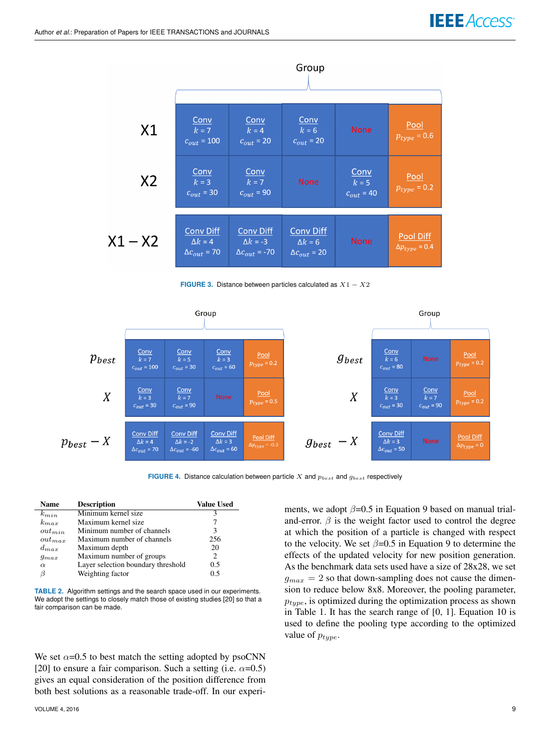FIGURE 3. Distance between particles calculated as $X1 - X2$

FIGURE 4. Distance calculation between particle $X$ and $p_{best}$ and $g_{best}$ respectively

| Name | Description | Value Used |
|---|---|---|
| $k_{min}$ | Minimum kernel size | 3 |
| $k_{max}$ | Maximum kernel size | 7 |
| $out_{min}$ | Minimum number of channels | 3 |
| $out_{max}$ | Maximum number of channels | 256 |
| $d_{max}$ | Maximum depth | 20 |
| $g_{max}$ | Maximum number of groups | 2 |
| $\alpha$ | Layer selection boundary threshold | 0.5 |
| $\beta$ | Weighting factor | 0.5 |

TABLE 2. Algorithm settings and the search space used in our experiments. We adopt the settings to closely match those of existing studies [20] so that a fair comparison can be made.

We set $\alpha$=0.5 to best match the setting adopted by psoCNN [20] to ensure a fair comparison. Such a setting (i.e. $\alpha$=0.5) gives an equal consideration of the position difference from both best solutions as a reasonable trade-off. In our experiments, we adopt $\beta$=0.5 in Equation 9 based on manual trial-and-error. $\beta$ is the weight factor used to control the degree at which the position of a particle is changed with respect to the velocity. We set $\beta$=0.5 in Equation 9 to determine the effects of the updated velocity for new position generation. As the benchmark data sets used have a size of 28x28, we set $g_{max} = 2$ so that down-sampling does not cause the dimension to reduce below 8x8. Moreover, the pooling parameter, $p_{type}$, is optimized during the optimization process as shown in Table 1. It has the search range of [0, 1]. Equation 10 is used to define the pooling type according to the optimized value of $p_{type}$.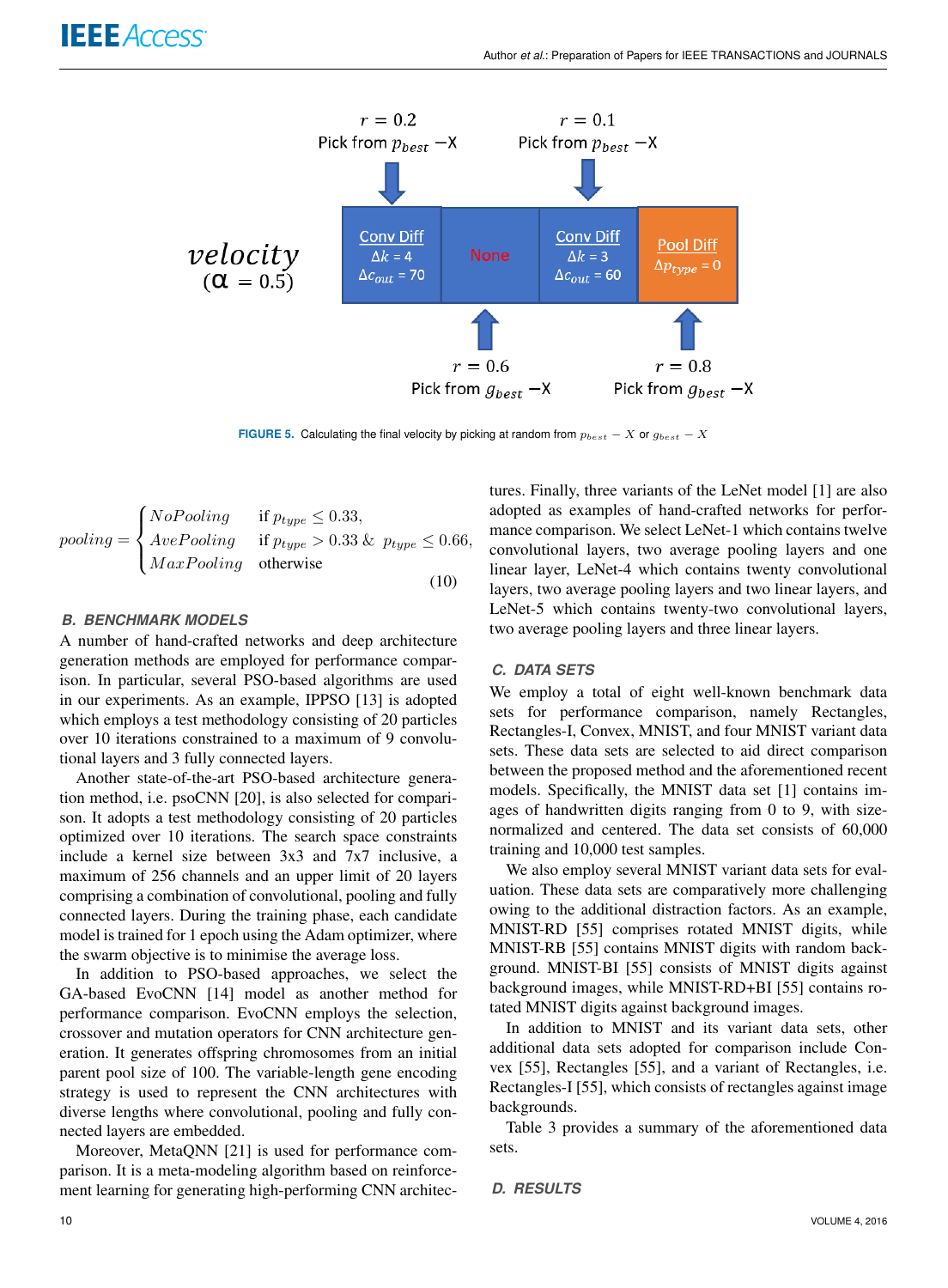FIGURE 5. Calculating the final velocity by picking at random from $p_{best} - X$ or $g_{best} - X$

$$
pooling = \begin{cases} NoPooling & \text{if } p_{type} \leq 0.33, \\ AvePooling & \text{if } p_{type} > 0.33 \ \& \ p_{type} \leq 0.66, \\ MaxPooling & \text{otherwise} \end{cases} \tag{10}
$$

### B. BENCHMARK MODELS

A number of hand-crafted networks and deep architecture generation methods are employed for performance comparison. In particular, several PSO-based algorithms are used in our experiments. As an example, IPPSO [13] is adopted which employs a test methodology consisting of 20 particles over 10 iterations constrained to a maximum of 9 convolutional layers and 3 fully connected layers.

Another state-of-the-art PSO-based architecture generation method, i.e. psoCNN [20], is also selected for comparison. It adopts a test methodology consisting of 20 particles optimized over 10 iterations. The search space constraints include a kernel size between 3x3 and 7x7 inclusive, a maximum of 256 channels and an upper limit of 20 layers comprising a combination of convolutional, pooling and fully connected layers. During the training phase, each candidate model is trained for 1 epoch using the Adam optimizer, where the swarm objective is to minimise the average loss.

In addition to PSO-based approaches, we select the GA-based EvoCNN [14] model as another method for performance comparison. EvoCNN employs the selection, crossover and mutation operators for CNN architecture generation. It generates offspring chromosomes from an initial parent pool size of 100. The variable-length gene encoding strategy is used to represent the CNN architectures with diverse lengths where convolutional, pooling and fully connected layers are embedded.

Moreover, MetaQNN [21] is used for performance comparison. It is a meta-modeling algorithm based on reinforcement learning for generating high-performing CNN architectures. Finally, three variants of the LeNet model [1] are also adopted as examples of hand-crafted networks for performance comparison. We select LeNet-1 which contains twelve convolutional layers, two average pooling layers and one linear layer, LeNet-4 which contains twenty convolutional layers, two average pooling layers and two linear layers, and LeNet-5 which contains twenty-two convolutional layers, two average pooling layers and three linear layers.

### C. DATA SETS

We employ a total of eight well-known benchmark data sets for performance comparison, namely Rectangles, Rectangles-I, Convex, MNIST, and four MNIST variant data sets. These data sets are selected to aid direct comparison between the proposed method and the aforementioned recent models. Specifically, the MNIST data set [1] contains images of handwritten digits ranging from 0 to 9, with size-normalized and centered. The data set consists of 60,000 training and 10,000 test samples.

We also employ several MNIST variant data sets for evaluation. These data sets are comparatively more challenging owing to the additional distraction factors. As an example, MNIST-RD [55] comprises rotated MNIST digits, while MNIST-RB [55] contains MNIST digits with random background. MNIST-BI [55] consists of MNIST digits against background images, while MNIST-RD+BI [55] contains rotated MNIST digits against background images.

In addition to MNIST and its variant data sets, other additional data sets adopted for comparison include Convex [55], Rectangles [55], and a variant of Rectangles, i.e. Rectangles-I [55], which consists of rectangles against image backgrounds.

Table 3 provides a summary of the aforementioned data sets.

### D. RESULTS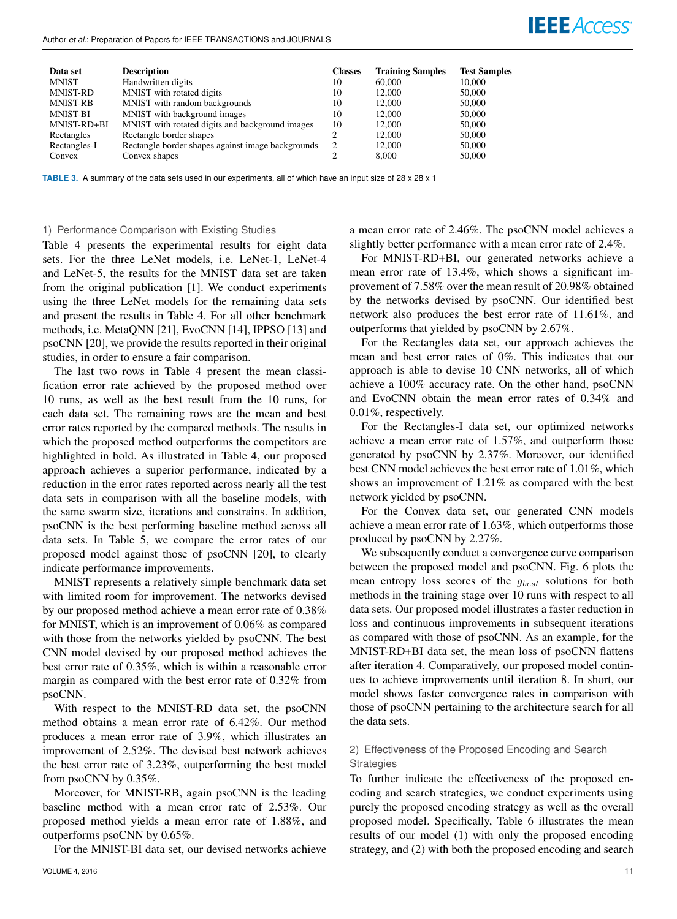| Data set | Description | Classes | Training Samples | Test Samples |
|---|---|---|---|---|
| MNIST | Handwritten digits | 10 | 60,000 | 10,000 |
| MNIST-RD | MNIST with rotated digits | 10 | 12,000 | 50,000 |
| MNIST-RB | MNIST with random backgrounds | 10 | 12,000 | 50,000 |
| MNIST-BI | MNIST with background images | 10 | 12,000 | 50,000 |
| MNIST-RD+BI | MNIST with rotated digits and background images | 10 | 12,000 | 50,000 |
| Rectangles | Rectangle border shapes | 2 | 12,000 | 50,000 |
| Rectangles-I | Rectangle border shapes against image backgrounds | 2 | 12,000 | 50,000 |
| Convex | Convex shapes | 2 | 8,000 | 50,000 |

**TABLE 3.** A summary of the data sets used in our experiments, all of which have an input size of 28 x 28 x 1

#### 1) Performance Comparison with Existing Studies

Table 4 presents the experimental results for eight data sets. For the three LeNet models, i.e. LeNet-1, LeNet-4 and LeNet-5, the results for the MNIST data set are taken from the original publication [1]. We conduct experiments using the three LeNet models for the remaining data sets and present the results in Table 4. For all other benchmark methods, i.e. MetaQNN [21], EvoCNN [14], IPPSO [13] and psoCNN [20], we provide the results reported in their original studies, in order to ensure a fair comparison.

The last two rows in Table 4 present the mean classification error rate achieved by the proposed method over 10 runs, as well as the best result from the 10 runs, for each data set. The remaining rows are the mean and best error rates reported by the compared methods. The results in which the proposed method outperforms the competitors are highlighted in bold. As illustrated in Table 4, our proposed approach achieves a superior performance, indicated by a reduction in the error rates reported across nearly all the test data sets in comparison with all the baseline models, with the same swarm size, iterations and constrains. In addition, psoCNN is the best performing baseline method across all data sets. In Table 5, we compare the error rates of our proposed model against those of psoCNN [20], to clearly indicate performance improvements.

MNIST represents a relatively simple benchmark data set with limited room for improvement. The networks devised by our proposed method achieve a mean error rate of 0.38% for MNIST, which is an improvement of 0.06% as compared with those from the networks yielded by psoCNN. The best CNN model devised by our proposed method achieves the best error rate of 0.35%, which is within a reasonable error margin as compared with the best error rate of 0.32% from psoCNN.

With respect to the MNIST-RD data set, the psoCNN method obtains a mean error rate of 6.42%. Our method produces a mean error rate of 3.9%, which illustrates an improvement of 2.52%. The devised best network achieves the best error rate of 3.23%, outperforming the best model from psoCNN by 0.35%.

Moreover, for MNIST-RB, again psoCNN is the leading baseline method with a mean error rate of 2.53%. Our proposed method yields a mean error rate of 1.88%, and outperforms psoCNN by 0.65%.

For the MNIST-BI data set, our devised networks achieve a mean error rate of 2.46%. The psoCNN model achieves a slightly better performance with a mean error rate of 2.4%.

For MNIST-RD+BI, our generated networks achieve a mean error rate of 13.4%, which shows a significant improvement of 7.58% over the mean result of 20.98% obtained by the networks devised by psoCNN. Our identified best network also produces the best error rate of 11.61%, and outperforms that yielded by psoCNN by 2.67%.

For the Rectangles data set, our approach achieves the mean and best error rates of 0%. This indicates that our approach is able to devise 10 CNN networks, all of which achieve a 100% accuracy rate. On the other hand, psoCNN and EvoCNN obtain the mean error rates of 0.34% and 0.01%, respectively.

For the Rectangles-I data set, our optimized networks achieve a mean error rate of 1.57%, and outperform those generated by psoCNN by 2.37%. Moreover, our identified best CNN model achieves the best error rate of 1.01%, which shows an improvement of 1.21% as compared with the best network yielded by psoCNN.

For the Convex data set, our generated CNN models achieve a mean error rate of 1.63%, which outperforms those produced by psoCNN by 2.27%.

We subsequently conduct a convergence curve comparison between the proposed model and psoCNN. Fig. 6 plots the mean entropy loss scores of the $g_{best}$ solutions for both methods in the training stage over 10 runs with respect to all data sets. Our proposed model illustrates a faster reduction in loss and continuous improvements in subsequent iterations as compared with those of psoCNN. As an example, for the MNIST-RD+BI data set, the mean loss of psoCNN flattens after iteration 4. Comparatively, our proposed model continues to achieve improvements until iteration 8. In short, our model shows faster convergence rates in comparison with those of psoCNN pertaining to the architecture search for all the data sets.

#### 2) Effectiveness of the Proposed Encoding and Search Strategies

To further indicate the effectiveness of the proposed encoding and search strategies, we conduct experiments using purely the proposed encoding strategy as well as the overall proposed model. Specifically, Table 6 illustrates the mean results of our model (1) with only the proposed encoding strategy, and (2) with both the proposed encoding and search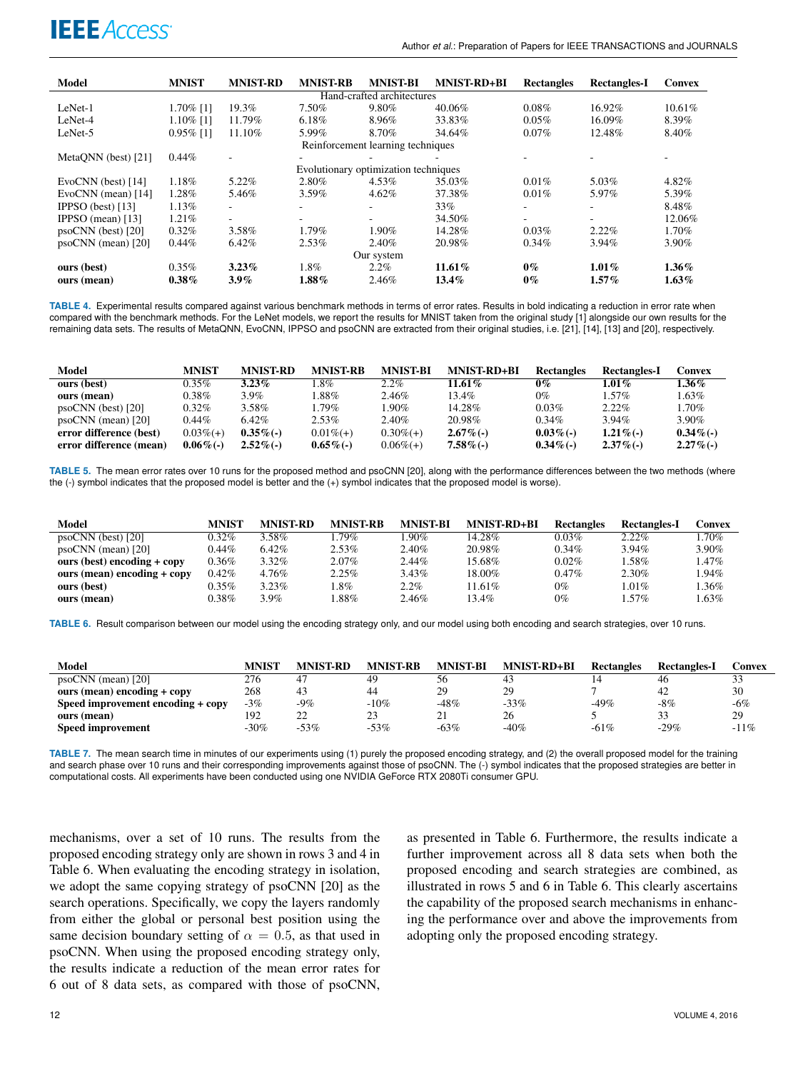| Model | MNIST | MNIST-RD | MNIST-RB | MNIST-BI | MNIST-RD+BI | Rectangles | Rectangles-I | Convex |
|---|---|---|---|---|---|---|---|---|
| Hand-crafted architectures | | | | | | | | |
| LeNet-1 | 1.70% [1] | 19.3% | 7.50% | 9.80% | 40.06% | 0.08% | 16.92% | 10.61% |
| LeNet-4 | 1.10% [1] | 11.79% | 6.18% | 8.96% | 33.83% | 0.05% | 16.09% | 8.39% |
| LeNet-5 | 0.95% [1] | 11.10% | 5.99% | 8.70% | 34.64% | 0.07% | 12.48% | 8.40% |
| Reinforcement learning techniques | | | | | | | | |
| MetaQNN (best) [21] | 0.44% | - | - | - | - | - | - | - |
| Evolutionary optimization techniques | | | | | | | | |
| EvoCNN (best) [14] | 1.18% | 5.22% | 2.80% | 4.53% | 35.03% | 0.01% | 5.03% | 4.82% |
| EvoCNN (mean) [14] | 1.28% | 5.46% | 3.59% | 4.62% | 37.38% | 0.01% | 5.97% | 5.39% |
| IPPSO (best) [13] | 1.13% | - | - | - | 33% | - | - | 8.48% |
| IPPSO (mean) [13] | 1.21% | - | - | - | 34.50% | - | - | 12.06% |
| psoCNN (best) [20] | 0.32% | 3.58% | 1.79% | 1.90% | 14.28% | 0.03% | 2.22% | 1.70% |
| psoCNN (mean) [20] | 0.44% | 6.42% | 2.53% | 2.40% | 20.98% | 0.34% | 3.94% | 3.90% |
| Our system | | | | | | | | |
| **ours (best)** | 0.35% | **3.23%** | 1.8% | 2.2% | **11.61%** | **0%** | **1.01%** | **1.36%** |
| **ours (mean)** | **0.38%** | **3.9%** | **1.88%** | 2.46% | **13.4%** | **0%** | **1.57%** | **1.63%** |

TABLE 4. Experimental results compared against various benchmark methods in terms of error rates. Results in bold indicating a reduction in error rate when compared with the benchmark methods. For the LeNet models, we report the results for MNIST taken from the original study [1] alongside our own results for the remaining data sets. The results of MetaQNN, EvoCNN, IPPSO and psoCNN are extracted from their original studies, i.e. [21], [14], [13] and [20], respectively.

| Model | MNIST | MNIST-RD | MNIST-RB | MNIST-BI | MNIST-RD+BI | Rectangles | Rectangles-I | Convex |
|---|---|---|---|---|---|---|---|---|
| **ours (best)** | 0.35% | **3.23%** | 1.8% | 2.2% | **11.61%** | **0%** | **1.01%** | **1.36%** |
| **ours (mean)** | 0.38% | 3.9% | 1.88% | 2.46% | 13.4% | 0% | 1.57% | 1.63% |
| psoCNN (best) [20] | 0.32% | 3.58% | 1.79% | 1.90% | 14.28% | 0.03% | 2.22% | 1.70% |
| psoCNN (mean) [20] | 0.44% | 6.42% | 2.53% | 2.40% | 20.98% | 0.34% | 3.94% | 3.90% |
| **error difference (best)** | 0.03%(+) | **0.35%(-)** | 0.01%(+) | 0.30%(+) | **2.67%(-)** | **0.03%(-)** | **1.21%(-)** | **0.34%(-)** |
| **error difference (mean)** | **0.06%(-)** | **2.52%(-)** | **0.65%(-)** | 0.06%(+) | **7.58%(-)** | **0.34%(-)** | **2.37%(-)** | **2.27%(-)** |

TABLE 5. The mean error rates over 10 runs for the proposed method and psoCNN [20], along with the performance differences between the two methods (where the (-) symbol indicates that the proposed model is better and the (+) symbol indicates that the proposed model is worse).

| Model | MNIST | MNIST-RD | MNIST-RB | MNIST-BI | MNIST-RD+BI | Rectangles | Rectangles-I | Convex |
|---|---|---|---|---|---|---|---|---|
| psoCNN (best) [20] | 0.32% | 3.58% | 1.79% | 1.90% | 14.28% | 0.03% | 2.22% | 1.70% |
| psoCNN (mean) [20] | 0.44% | 6.42% | 2.53% | 2.40% | 20.98% | 0.34% | 3.94% | 3.90% |
| **ours (best) encoding + copy** | 0.36% | 3.32% | 2.07% | 2.44% | 15.68% | 0.02% | 1.58% | 1.47% |
| **ours (mean) encoding + copy** | 0.42% | 4.76% | 2.25% | 3.43% | 18.00% | 0.47% | 2.30% | 1.94% |
| **ours (best)** | 0.35% | 3.23% | 1.8% | 2.2% | 11.61% | 0% | 1.01% | 1.36% |
| **ours (mean)** | 0.38% | 3.9% | 1.88% | 2.46% | 13.4% | 0% | 1.57% | 1.63% |

TABLE 6. Result comparison between our model using the encoding strategy only, and our model using both encoding and search strategies, over 10 runs.

| Model | MNIST | MNIST-RD | MNIST-RB | MNIST-BI | MNIST-RD+BI | Rectangles | Rectangles-I | Convex |
|---|---|---|---|---|---|---|---|---|
| psoCNN (mean) [20] | 276 | 47 | 49 | 56 | 43 | 14 | 46 | 33 |
| **ours (mean) encoding + copy** | 268 | 43 | 44 | 29 | 29 | 7 | 42 | 30 |
| **Speed improvement encoding + copy** | -3% | -9% | -10% | -48% | -33% | -49% | -8% | -6% |
| **ours (mean)** | 192 | 22 | 23 | 21 | 26 | 5 | 33 | 29 |
| **Speed improvement** | -30% | -53% | -53% | -63% | -40% | -61% | -29% | -11% |

TABLE 7. The mean search time in minutes of our experiments using (1) purely the proposed encoding strategy, and (2) the overall proposed model for the training and search phase over 10 runs and their corresponding improvements against those of psoCNN. The (-) symbol indicates that the proposed strategies are better in computational costs. All experiments have been conducted using one NVIDIA GeForce RTX 2080Ti consumer GPU.

mechanisms, over a set of 10 runs. The results from the proposed encoding strategy only are shown in rows 3 and 4 in Table 6. When evaluating the encoding strategy in isolation, we adopt the same copying strategy of psoCNN [20] as the search operations. Specifically, we copy the layers randomly from either the global or personal best position using the same decision boundary setting of $\alpha = 0.5$, as that used in psoCNN. When using the proposed encoding strategy only, the results indicate a reduction of the mean error rates for 6 out of 8 data sets, as compared with those of psoCNN, as presented in Table 6. Furthermore, the results indicate a further improvement across all 8 data sets when both the proposed encoding and search strategies are combined, as illustrated in rows 5 and 6 in Table 6. This clearly ascertains the capability of the proposed search mechanisms in enhancing the performance over and above the improvements from adopting only the proposed encoding strategy.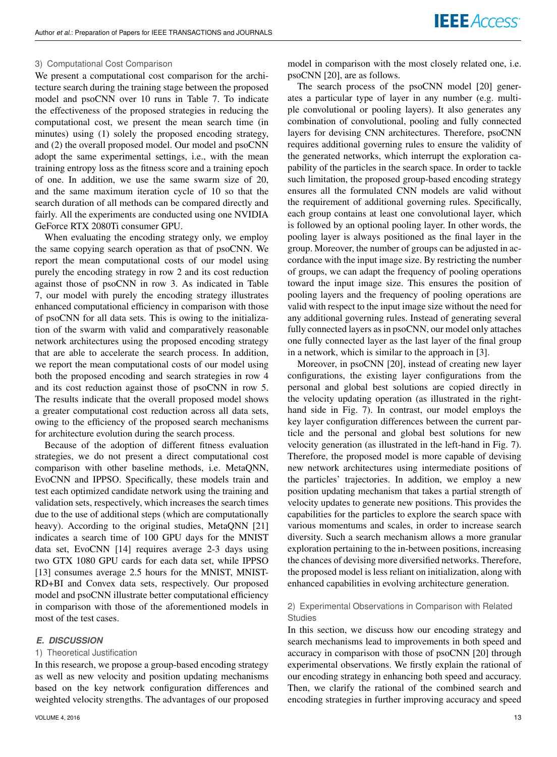### 3) Computational Cost Comparison

We present a computational cost comparison for the architecture search during the training stage between the proposed model and psoCNN over 10 runs in Table 7. To indicate the effectiveness of the proposed strategies in reducing the computational cost, we present the mean search time (in minutes) using (1) solely the proposed encoding strategy, and (2) the overall proposed model. Our model and psoCNN adopt the same experimental settings, i.e., with the mean training entropy loss as the fitness score and a training epoch of one. In addition, we use the same swarm size of 20, and the same maximum iteration cycle of 10 so that the search duration of all methods can be compared directly and fairly. All the experiments are conducted using one NVIDIA GeForce RTX 2080Ti consumer GPU.

When evaluating the encoding strategy only, we employ the same copying search operation as that of psoCNN. We report the mean computational costs of our model using purely the encoding strategy in row 2 and its cost reduction against those of psoCNN in row 3. As indicated in Table 7, our model with purely the encoding strategy illustrates enhanced computational efficiency in comparison with those of psoCNN for all data sets. This is owing to the initialization of the swarm with valid and comparatively reasonable network architectures using the proposed encoding strategy that are able to accelerate the search process. In addition, we report the mean computational costs of our model using both the proposed encoding and search strategies in row 4 and its cost reduction against those of psoCNN in row 5. The results indicate that the overall proposed model shows a greater computational cost reduction across all data sets, owing to the efficiency of the proposed search mechanisms for architecture evolution during the search process.

Because of the adoption of different fitness evaluation strategies, we do not present a direct computational cost comparison with other baseline methods, i.e. MetaQNN, EvoCNN and IPPSO. Specifically, these models train and test each optimized candidate network using the training and validation sets, respectively, which increases the search times due to the use of additional steps (which are computationally heavy). According to the original studies, MetaQNN [21] indicates a search time of 100 GPU days for the MNIST data set, EvoCNN [14] requires average 2-3 days using two GTX 1080 GPU cards for each data set, while IPPSO [13] consumes average 2.5 hours for the MNIST, MNIST-RD+BI and Convex data sets, respectively. Our proposed model and psoCNN illustrate better computational efficiency in comparison with those of the aforementioned models in most of the test cases.

## E. DISCUSSION

### 1) Theoretical Justification

In this research, we propose a group-based encoding strategy as well as new velocity and position updating mechanisms based on the key network configuration differences and weighted velocity strengths. The advantages of our proposed model in comparison with the most closely related one, i.e. psoCNN [20], are as follows.

The search process of the psoCNN model [20] generates a particular type of layer in any number (e.g. multiple convolutional or pooling layers). It also generates any combination of convolutional, pooling and fully connected layers for devising CNN architectures. Therefore, psoCNN requires additional governing rules to ensure the validity of the generated networks, which interrupt the exploration capability of the particles in the search space. In order to tackle such limitation, the proposed group-based encoding strategy ensures all the formulated CNN models are valid without the requirement of additional governing rules. Specifically, each group contains at least one convolutional layer, which is followed by an optional pooling layer. In other words, the pooling layer is always positioned as the final layer in the group. Moreover, the number of groups can be adjusted in accordance with the input image size. By restricting the number of groups, we can adapt the frequency of pooling operations toward the input image size. This ensures the position of pooling layers and the frequency of pooling operations are valid with respect to the input image size without the need for any additional governing rules. Instead of generating several fully connected layers as in psoCNN, our model only attaches one fully connected layer as the last layer of the final group in a network, which is similar to the approach in [3].

Moreover, in psoCNN [20], instead of creating new layer configurations, the existing layer configurations from the personal and global best solutions are copied directly in the velocity updating operation (as illustrated in the right-hand side in Fig. 7). In contrast, our model employs the key layer configuration differences between the current particle and the personal and global best solutions for new velocity generation (as illustrated in the left-hand in Fig. 7). Therefore, the proposed model is more capable of devising new network architectures using intermediate positions of the particles' trajectories. In addition, we employ a new position updating mechanism that takes a partial strength of velocity updates to generate new positions. This provides the capabilities for the particles to explore the search space with various momentums and scales, in order to increase search diversity. Such a search mechanism allows a more granular exploration pertaining to the in-between positions, increasing the chances of devising more diversified networks. Therefore, the proposed model is less reliant on initialization, along with enhanced capabilities in evolving architecture generation.

### 2) Experimental Observations in Comparison with Related Studies

In this section, we discuss how our encoding strategy and search mechanisms lead to improvements in both speed and accuracy in comparison with those of psoCNN [20] through experimental observations. We firstly explain the rational of our encoding strategy in enhancing both speed and accuracy. Then, we clarify the rational of the combined search and encoding strategies in further improving accuracy and speed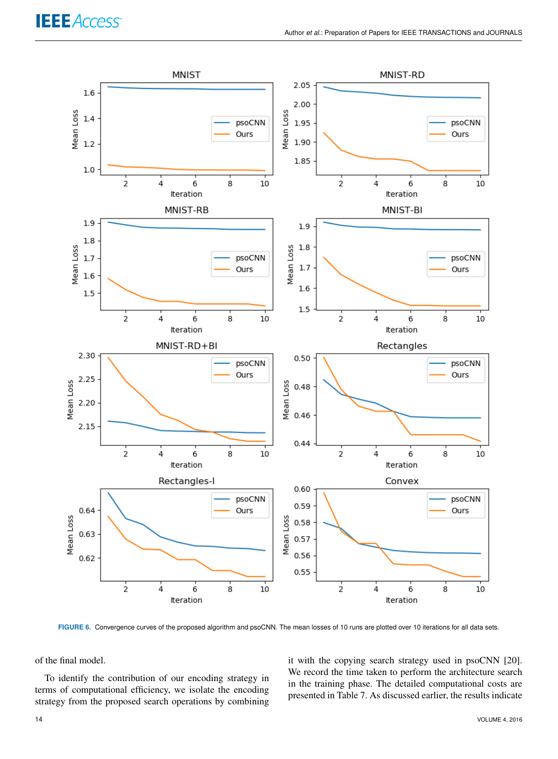FIGURE 6. Convergence curves of the proposed algorithm and psoCNN. The mean losses of 10 runs are plotted over 10 iterations for all data sets.

of the final model.

To identify the contribution of our encoding strategy in terms of computational efficiency, we isolate the encoding strategy from the proposed search operations by combining it with the copying search strategy used in psoCNN [20]. We record the time taken to perform the architecture search in the training phase. The detailed computational costs are presented in Table 7. As discussed earlier, the results indicate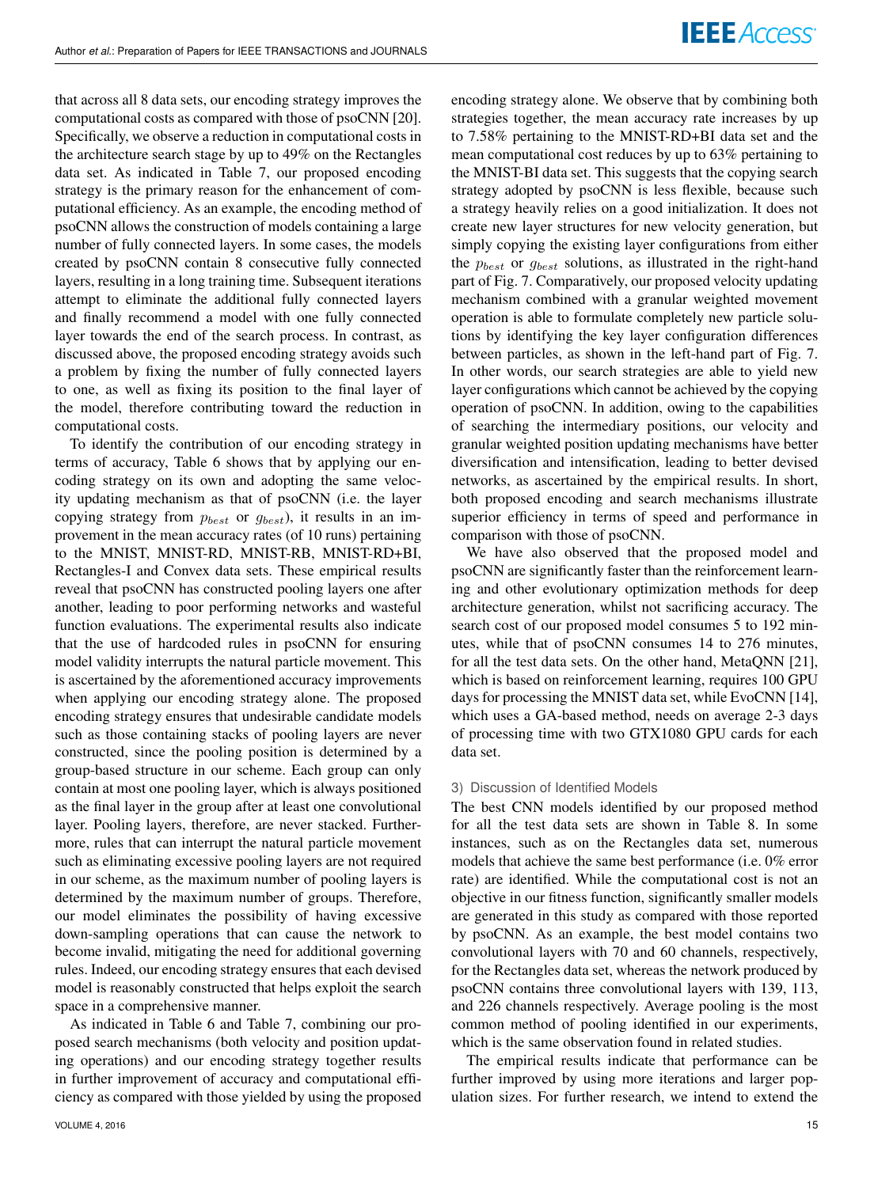that across all 8 data sets, our encoding strategy improves the computational costs as compared with those of psoCNN [20]. Specifically, we observe a reduction in computational costs in the architecture search stage by up to 49% on the Rectangles data set. As indicated in Table 7, our proposed encoding strategy is the primary reason for the enhancement of computational efficiency. As an example, the encoding method of psoCNN allows the construction of models containing a large number of fully connected layers. In some cases, the models created by psoCNN contain 8 consecutive fully connected layers, resulting in a long training time. Subsequent iterations attempt to eliminate the additional fully connected layers and finally recommend a model with one fully connected layer towards the end of the search process. In contrast, as discussed above, the proposed encoding strategy avoids such a problem by fixing the number of fully connected layers to one, as well as fixing its position to the final layer of the model, therefore contributing toward the reduction in computational costs.

To identify the contribution of our encoding strategy in terms of accuracy, Table 6 shows that by applying our encoding strategy on its own and adopting the same velocity updating mechanism as that of psoCNN (i.e. the layer copying strategy from $p_{best}$ or $g_{best}$), it results in an improvement in the mean accuracy rates (of 10 runs) pertaining to the MNIST, MNIST-RD, MNIST-RB, MNIST-RD+BI, Rectangles-I and Convex data sets. These empirical results reveal that psoCNN has constructed pooling layers one after another, leading to poor performing networks and wasteful function evaluations. The experimental results also indicate that the use of hardcoded rules in psoCNN for ensuring model validity interrupts the natural particle movement. This is ascertained by the aforementioned accuracy improvements when applying our encoding strategy alone. The proposed encoding strategy ensures that undesirable candidate models such as those containing stacks of pooling layers are never constructed, since the pooling position is determined by a group-based structure in our scheme. Each group can only contain at most one pooling layer, which is always positioned as the final layer in the group after at least one convolutional layer. Pooling layers, therefore, are never stacked. Furthermore, rules that can interrupt the natural particle movement such as eliminating excessive pooling layers are not required in our scheme, as the maximum number of pooling layers is determined by the maximum number of groups. Therefore, our model eliminates the possibility of having excessive down-sampling operations that can cause the network to become invalid, mitigating the need for additional governing rules. Indeed, our encoding strategy ensures that each devised model is reasonably constructed that helps exploit the search space in a comprehensive manner.

As indicated in Table 6 and Table 7, combining our proposed search mechanisms (both velocity and position updating operations) and our encoding strategy together results in further improvement of accuracy and computational efficiency as compared with those yielded by using the proposed encoding strategy alone. We observe that by combining both strategies together, the mean accuracy rate increases by up to 7.58% pertaining to the MNIST-RD+BI data set and the mean computational cost reduces by up to 63% pertaining to the MNIST-BI data set. This suggests that the copying search strategy adopted by psoCNN is less flexible, because such a strategy heavily relies on a good initialization. It does not create new layer structures for new velocity generation, but simply copying the existing layer configurations from either the $p_{best}$ or $g_{best}$ solutions, as illustrated in the right-hand part of Fig. 7. Comparatively, our proposed velocity updating mechanism combined with a granular weighted movement operation is able to formulate completely new particle solutions by identifying the key layer configuration differences between particles, as shown in the left-hand part of Fig. 7. In other words, our search strategies are able to yield new layer configurations which cannot be achieved by the copying operation of psoCNN. In addition, owing to the capabilities of searching the intermediary positions, our velocity and granular weighted position updating mechanisms have better diversification and intensification, leading to better devised networks, as ascertained by the empirical results. In short, both proposed encoding and search mechanisms illustrate superior efficiency in terms of speed and performance in comparison with those of psoCNN.

We have also observed that the proposed model and psoCNN are significantly faster than the reinforcement learning and other evolutionary optimization methods for deep architecture generation, whilst not sacrificing accuracy. The search cost of our proposed model consumes 5 to 192 minutes, while that of psoCNN consumes 14 to 276 minutes, for all the test data sets. On the other hand, MetaQNN [21], which is based on reinforcement learning, requires 100 GPU days for processing the MNIST data set, while EvoCNN [14], which uses a GA-based method, needs on average 2-3 days of processing time with two GTX1080 GPU cards for each data set.

### 3) Discussion of Identified Models

The best CNN models identified by our proposed method for all the test data sets are shown in Table 8. In some instances, such as on the Rectangles data set, numerous models that achieve the same best performance (i.e. 0% error rate) are identified. While the computational cost is not an objective in our fitness function, significantly smaller models are generated in this study as compared with those reported by psoCNN. As an example, the best model contains two convolutional layers with 70 and 60 channels, respectively, for the Rectangles data set, whereas the network produced by psoCNN contains three convolutional layers with 139, 113, and 226 channels respectively. Average pooling is the most common method of pooling identified in our experiments, which is the same observation found in related studies.

The empirical results indicate that performance can be further improved by using more iterations and larger population sizes. For further research, we intend to extend the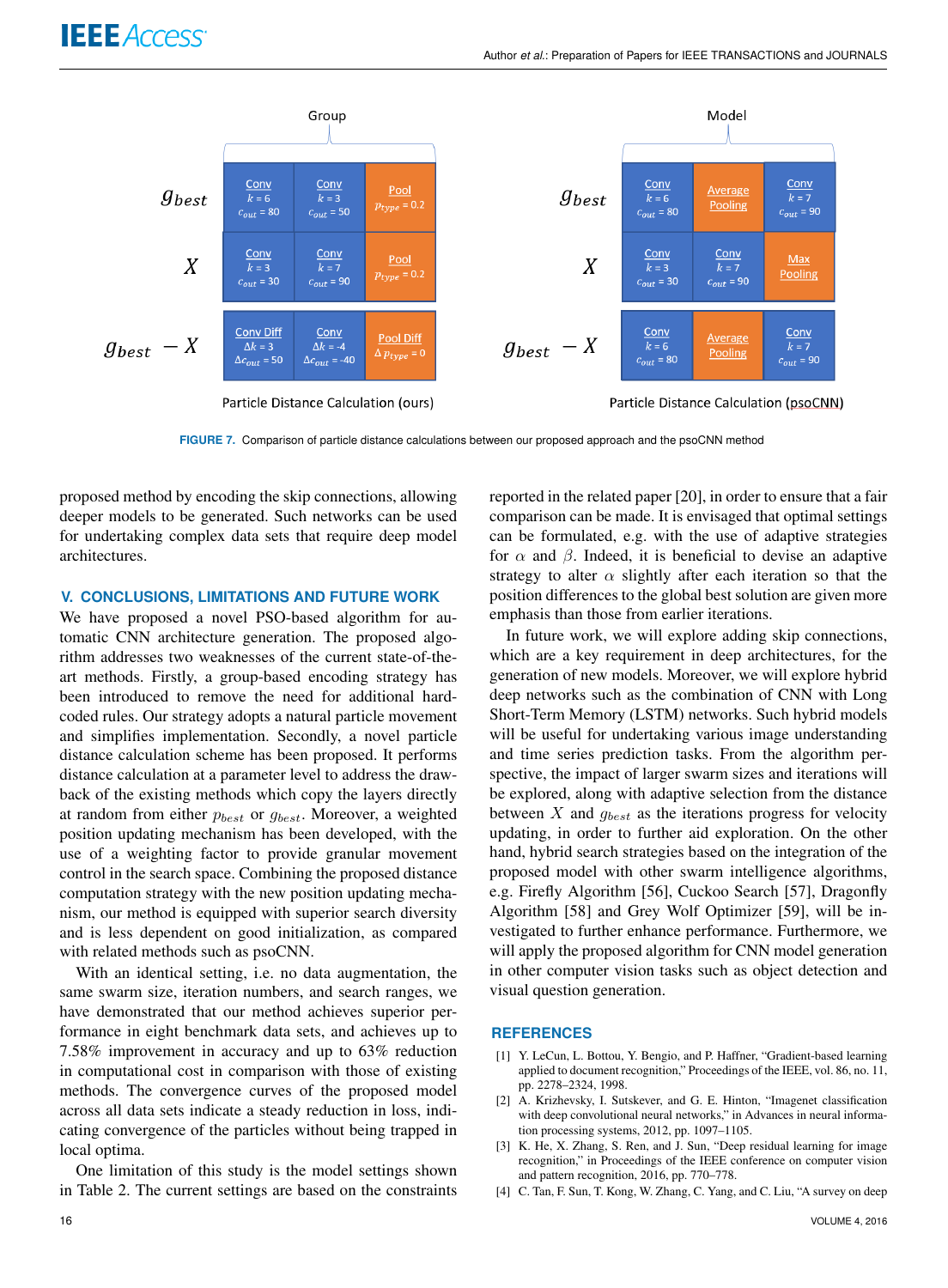FIGURE 7. Comparison of particle distance calculations between our proposed approach and the psoCNN method

proposed method by encoding the skip connections, allowing deeper models to be generated. Such networks can be used for undertaking complex data sets that require deep model architectures.

## V. CONCLUSIONS, LIMITATIONS AND FUTURE WORK

We have proposed a novel PSO-based algorithm for automatic CNN architecture generation. The proposed algorithm addresses two weaknesses of the current state-of-the-art methods. Firstly, a group-based encoding strategy has been introduced to remove the need for additional hard-coded rules. Our strategy adopts a natural particle movement and simplifies implementation. Secondly, a novel particle distance calculation scheme has been proposed. It performs distance calculation at a parameter level to address the drawback of the existing methods which copy the layers directly at random from either $p_{best}$ or $g_{best}$. Moreover, a weighted position updating mechanism has been developed, with the use of a weighting factor to provide granular movement control in the search space. Combining the proposed distance computation strategy with the new position updating mechanism, our method is equipped with superior search diversity and is less dependent on good initialization, as compared with related methods such as psoCNN.

With an identical setting, i.e. no data augmentation, the same swarm size, iteration numbers, and search ranges, we have demonstrated that our method achieves superior performance in eight benchmark data sets, and achieves up to 7.58% improvement in accuracy and up to 63% reduction in computational cost in comparison with those of existing methods. The convergence curves of the proposed model across all data sets indicate a steady reduction in loss, indicating convergence of the particles without being trapped in local optima.

One limitation of this study is the model settings shown in Table 2. The current settings are based on the constraints reported in the related paper [20], in order to ensure that a fair comparison can be made. It is envisaged that optimal settings can be formulated, e.g. with the use of adaptive strategies for $\alpha$ and $\beta$. Indeed, it is beneficial to devise an adaptive strategy to alter $\alpha$ slightly after each iteration so that the position differences to the global best solution are given more emphasis than those from earlier iterations.

In future work, we will explore adding skip connections, which are a key requirement in deep architectures, for the generation of new models. Moreover, we will explore hybrid deep networks such as the combination of CNN with Long Short-Term Memory (LSTM) networks. Such hybrid models will be useful for undertaking various image understanding and time series prediction tasks. From the algorithm perspective, the impact of larger swarm sizes and iterations will be explored, along with adaptive selection from the distance between $X$ and $g_{best}$ as the iterations progress for velocity updating, in order to further aid exploration. On the other hand, hybrid search strategies based on the integration of the proposed model with other swarm intelligence algorithms, e.g. Firefly Algorithm [56], Cuckoo Search [57], Dragonfly Algorithm [58] and Grey Wolf Optimizer [59], will be investigated to further enhance performance. Furthermore, we will apply the proposed algorithm for CNN model generation in other computer vision tasks such as object detection and visual question generation.

## REFERENCES

[1] Y. LeCun, L. Bottou, Y. Bengio, and P. Haffner, "Gradient-based learning applied to document recognition," Proceedings of the IEEE, vol. 86, no. 11, pp. 2278–2324, 1998.

[2] A. Krizhevsky, I. Sutskever, and G. E. Hinton, "Imagenet classification with deep convolutional neural networks," in Advances in neural information processing systems, 2012, pp. 1097–1105.

[3] K. He, X. Zhang, S. Ren, and J. Sun, "Deep residual learning for image recognition," in Proceedings of the IEEE conference on computer vision and pattern recognition, 2016, pp. 770–778.

[4] C. Tan, F. Sun, T. Kong, W. Zhang, C. Yang, and C. Liu, "A survey on deep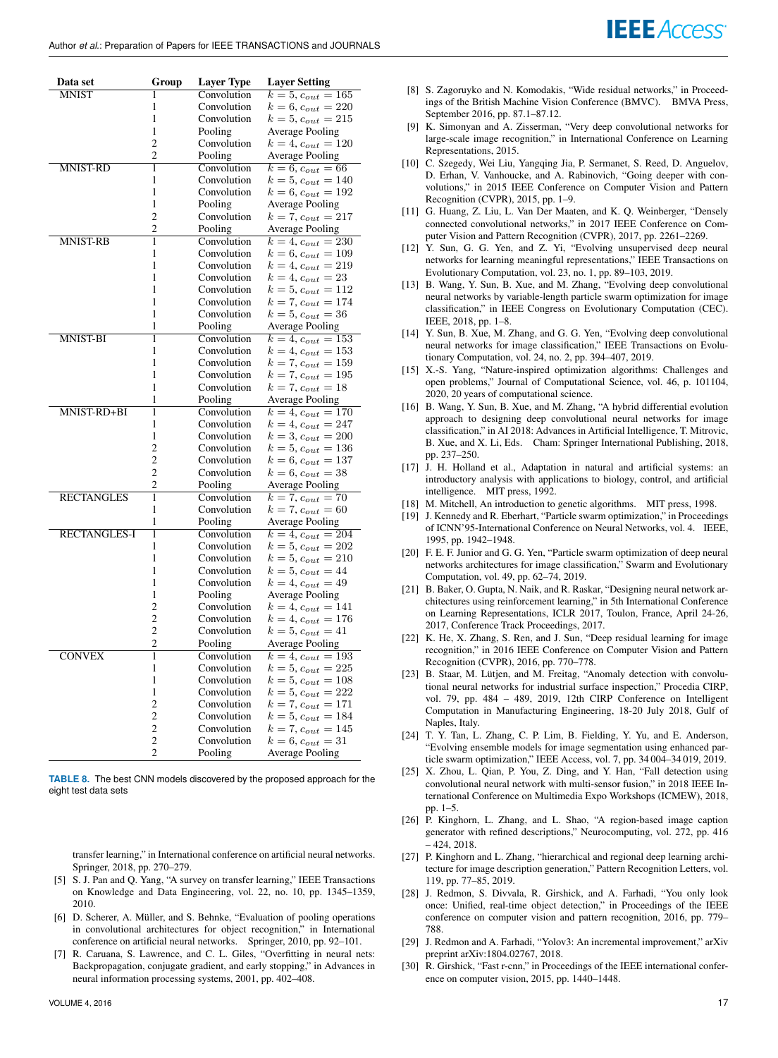| Data set | Group | Layer Type | Layer Setting |
|---|---|---|---|
| MNIST | 1 | Convolution | $k = 5, c_{out} = 165$ |
| | 1 | Convolution | $k = 6, c_{out} = 220$ |
| | 1 | Convolution | $k = 5, c_{out} = 215$ |
| | 1 | Pooling | Average Pooling |
| | 2 | Convolution | $k = 4, c_{out} = 120$ |
| | 2 | Pooling | Average Pooling |
| MNIST-RD | 1 | Convolution | $k = 6, c_{out} = 66$ |
| | 1 | Convolution | $k = 5, c_{out} = 140$ |
| | 1 | Convolution | $k = 6, c_{out} = 192$ |
| | 1 | Pooling | Average Pooling |
| | 2 | Convolution | $k = 7, c_{out} = 217$ |
| | 2 | Pooling | Average Pooling |
| MNIST-RB | 1 | Convolution | $k = 4, c_{out} = 230$ |
| | 1 | Convolution | $k = 6, c_{out} = 109$ |
| | 1 | Convolution | $k = 4, c_{out} = 219$ |
| | 1 | Convolution | $k = 4, c_{out} = 23$ |
| | 1 | Convolution | $k = 5, c_{out} = 112$ |
| | 1 | Convolution | $k = 7, c_{out} = 174$ |
| | 1 | Convolution | $k = 5, c_{out} = 36$ |
| | 1 | Pooling | Average Pooling |
| MNIST-BI | 1 | Convolution | $k = 4, c_{out} = 153$ |
| | 1 | Convolution | $k = 4, c_{out} = 153$ |
| | 1 | Convolution | $k = 7, c_{out} = 159$ |
| | 1 | Convolution | $k = 7, c_{out} = 195$ |
| | 1 | Convolution | $k = 7, c_{out} = 18$ |
| | 1 | Pooling | Average Pooling |
| MNIST-RD+BI | 1 | Convolution | $k = 4, c_{out} = 170$ |
| | 1 | Convolution | $k = 4, c_{out} = 247$ |
| | 1 | Convolution | $k = 3, c_{out} = 200$ |
| | 2 | Convolution | $k = 5, c_{out} = 136$ |
| | 2 | Convolution | $k = 6, c_{out} = 137$ |
| | 2 | Convolution | $k = 6, c_{out} = 38$ |
| | 2 | Pooling | Average Pooling |
| RECTANGLES | 1 | Convolution | $k = 7, c_{out} = 70$ |
| | 1 | Convolution | $k = 7, c_{out} = 60$ |
| | 1 | Pooling | Average Pooling |
| RECTANGLES-I | 1 | Convolution | $k = 4, c_{out} = 204$ |
| | 1 | Convolution | $k = 5, c_{out} = 202$ |
| | 1 | Convolution | $k = 5, c_{out} = 210$ |
| | 1 | Convolution | $k = 5, c_{out} = 44$ |
| | 1 | Convolution | $k = 4, c_{out} = 49$ |
| | 1 | Pooling | Average Pooling |
| | 2 | Convolution | $k = 4, c_{out} = 141$ |
| | 2 | Convolution | $k = 4, c_{out} = 176$ |
| | 2 | Convolution | $k = 5, c_{out} = 41$ |
| | 2 | Pooling | Average Pooling |
| CONVEX | 1 | Convolution | $k = 4, c_{out} = 193$ |
| | 1 | Convolution | $k = 5, c_{out} = 225$ |
| | 1 | Convolution | $k = 5, c_{out} = 108$ |
| | 1 | Convolution | $k = 5, c_{out} = 222$ |
| | 2 | Convolution | $k = 7, c_{out} = 171$ |
| | 2 | Convolution | $k = 5, c_{out} = 184$ |
| | 2 | Convolution | $k = 7, c_{out} = 145$ |
| | 2 | Convolution | $k = 6, c_{out} = 31$ |
| | 2 | Pooling | Average Pooling |

**TABLE 8.** The best CNN models discovered by the proposed approach for the eight test data sets

transfer learning," in International conference on artificial neural networks. Springer, 2018, pp. 270–279.

[5] S. J. Pan and Q. Yang, "A survey on transfer learning," IEEE Transactions on Knowledge and Data Engineering, vol. 22, no. 10, pp. 1345–1359, 2010.

[6] D. Scherer, A. Müller, and S. Behnke, "Evaluation of pooling operations in convolutional architectures for object recognition," in International conference on artificial neural networks. Springer, 2010, pp. 92–101.

[7] R. Caruana, S. Lawrence, and C. L. Giles, "Overfitting in neural nets: Backpropagation, conjugate gradient, and early stopping," in Advances in neural information processing systems, 2001, pp. 402–408.

[8] S. Zagoruyko and N. Komodakis, "Wide residual networks," in Proceedings of the British Machine Vision Conference (BMVC). BMVA Press, September 2016, pp. 87.1–87.12.

[9] K. Simonyan and A. Zisserman, "Very deep convolutional networks for large-scale image recognition," in International Conference on Learning Representations, 2015.

[10] C. Szegedy, Wei Liu, Yangqing Jia, P. Sermanet, S. Reed, D. Anguelov, D. Erhan, V. Vanhoucke, and A. Rabinovich, "Going deeper with convolutions," in 2015 IEEE Conference on Computer Vision and Pattern Recognition (CVPR), 2015, pp. 1–9.

[11] G. Huang, Z. Liu, L. Van Der Maaten, and K. Q. Weinberger, "Densely connected convolutional networks," in 2017 IEEE Conference on Computer Vision and Pattern Recognition (CVPR), 2017, pp. 2261–2269.

[12] Y. Sun, G. G. Yen, and Z. Yi, "Evolving unsupervised deep neural networks for learning meaningful representations," IEEE Transactions on Evolutionary Computation, vol. 23, no. 1, pp. 89–103, 2019.

[13] B. Wang, Y. Sun, B. Xue, and M. Zhang, "Evolving deep convolutional neural networks by variable-length particle swarm optimization for image classification," in IEEE Congress on Evolutionary Computation (CEC). IEEE, 2018, pp. 1–8.

[14] Y. Sun, B. Xue, M. Zhang, and G. G. Yen, "Evolving deep convolutional neural networks for image classification," IEEE Transactions on Evolutionary Computation, vol. 24, no. 2, pp. 394–407, 2019.

[15] X.-S. Yang, "Nature-inspired optimization algorithms: Challenges and open problems," Journal of Computational Science, vol. 46, p. 101104, 2020, 20 years of computational science.

[16] B. Wang, Y. Sun, B. Xue, and M. Zhang, "A hybrid differential evolution approach to designing deep convolutional neural networks for image classification," in AI 2018: Advances in Artificial Intelligence, T. Mitrovic, B. Xue, and X. Li, Eds. Cham: Springer International Publishing, 2018, pp. 237–250.

[17] J. H. Holland et al., Adaptation in natural and artificial systems: an introductory analysis with applications to biology, control, and artificial intelligence. MIT press, 1992.

[18] M. Mitchell, An introduction to genetic algorithms. MIT press, 1998.

[19] J. Kennedy and R. Eberhart, "Particle swarm optimization," in Proceedings of ICNN'95-International Conference on Neural Networks, vol. 4. IEEE, 1995, pp. 1942–1948.

[20] F. E. F. Junior and G. G. Yen, "Particle swarm optimization of deep neural networks architectures for image classification," Swarm and Evolutionary Computation, vol. 49, pp. 62–74, 2019.

[21] B. Baker, O. Gupta, N. Naik, and R. Raskar, "Designing neural network architectures using reinforcement learning," in 5th International Conference on Learning Representations, ICLR 2017, Toulon, France, April 24-26, 2017, Conference Track Proceedings, 2017.

[22] K. He, X. Zhang, S. Ren, and J. Sun, "Deep residual learning for image recognition," in 2016 IEEE Conference on Computer Vision and Pattern Recognition (CVPR), 2016, pp. 770–778.

[23] B. Staar, M. Lütjen, and M. Freitag, "Anomaly detection with convolutional neural networks for industrial surface inspection," Procedia CIRP, vol. 79, pp. 484 – 489, 2019, 12th CIRP Conference on Intelligent Computation in Manufacturing Engineering, 18-20 July 2018, Gulf of Naples, Italy.

[24] T. Y. Tan, L. Zhang, C. P. Lim, B. Fielding, Y. Yu, and E. Anderson, "Evolving ensemble models for image segmentation using enhanced particle swarm optimization," IEEE Access, vol. 7, pp. 34 004–34 019, 2019.

[25] X. Zhou, L. Qian, P. You, Z. Ding, and Y. Han, "Fall detection using convolutional neural network with multi-sensor fusion," in 2018 IEEE International Conference on Multimedia Expo Workshops (ICMEW), 2018, pp. 1–5.

[26] P. Kinghorn, L. Zhang, and L. Shao, "A region-based image caption generator with refined descriptions," Neurocomputing, vol. 272, pp. 416 – 424, 2018.

[27] P. Kinghorn and L. Zhang, "hierarchical and regional deep learning architecture for image description generation," Pattern Recognition Letters, vol. 119, pp. 77–85, 2019.

[28] J. Redmon, S. Divvala, R. Girshick, and A. Farhadi, "You only look once: Unified, real-time object detection," in Proceedings of the IEEE conference on computer vision and pattern recognition, 2016, pp. 779–788.

[29] J. Redmon and A. Farhadi, "Yolov3: An incremental improvement," arXiv preprint arXiv:1804.02767, 2018.

[30] R. Girshick, "Fast r-cnn," in Proceedings of the IEEE international conference on computer vision, 2015, pp. 1440–1448.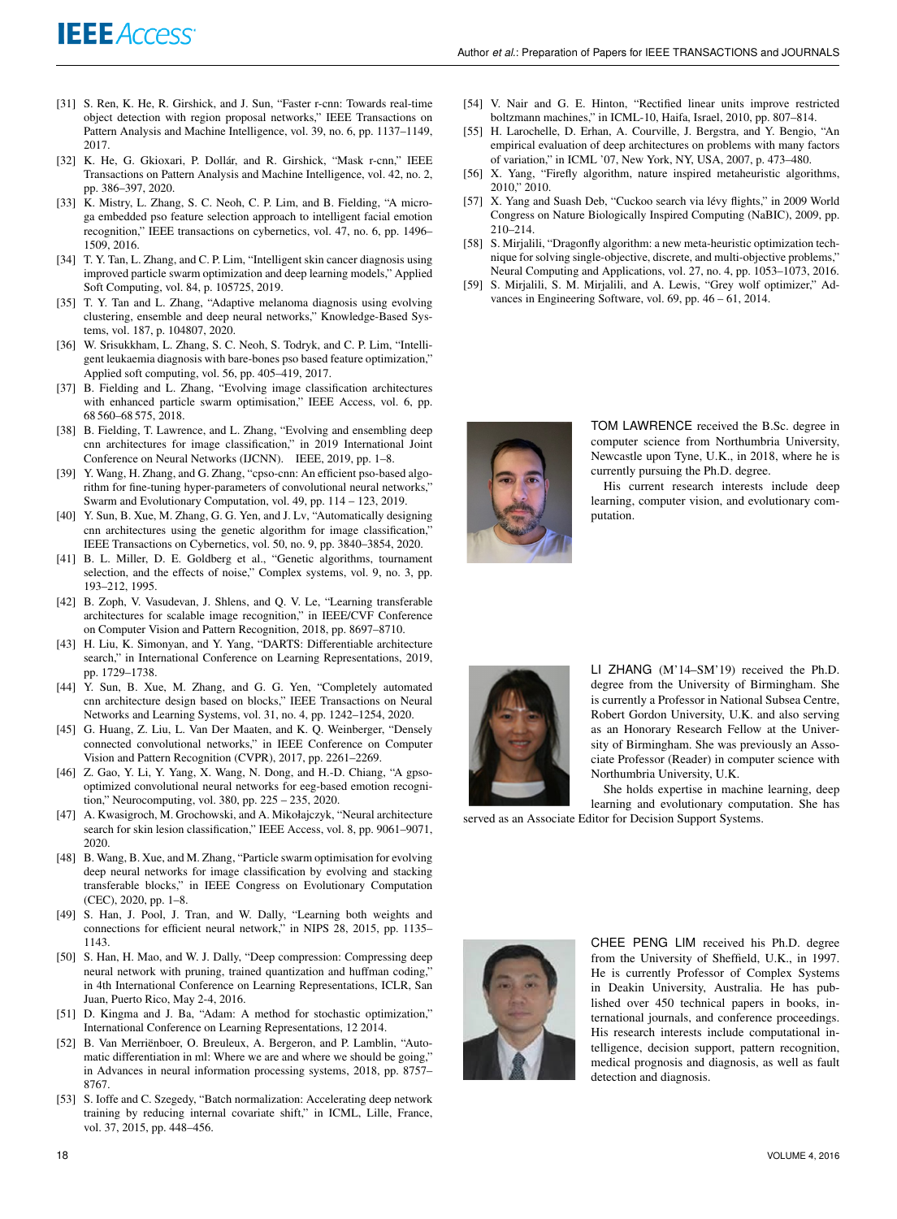[31] S. Ren, K. He, R. Girshick, and J. Sun, "Faster r-cnn: Towards real-time object detection with region proposal networks," IEEE Transactions on Pattern Analysis and Machine Intelligence, vol. 39, no. 6, pp. 1137–1149, 2017.

[32] K. He, G. Gkioxari, P. Dollár, and R. Girshick, "Mask r-cnn," IEEE Transactions on Pattern Analysis and Machine Intelligence, vol. 42, no. 2, pp. 386–397, 2020.

[33] K. Mistry, L. Zhang, S. C. Neoh, C. P. Lim, and B. Fielding, "A micro-ga embedded pso feature selection approach to intelligent facial emotion recognition," IEEE transactions on cybernetics, vol. 47, no. 6, pp. 1496–1509, 2016.

[34] T. Y. Tan, L. Zhang, and C. P. Lim, "Intelligent skin cancer diagnosis using improved particle swarm optimization and deep learning models," Applied Soft Computing, vol. 84, p. 105725, 2019.

[35] T. Y. Tan and L. Zhang, "Adaptive melanoma diagnosis using evolving clustering, ensemble and deep neural networks," Knowledge-Based Systems, vol. 187, p. 104807, 2020.

[36] W. Srisukkham, L. Zhang, S. C. Neoh, S. Todryk, and C. P. Lim, "Intelligent leukaemia diagnosis with bare-bones pso based feature optimization," Applied soft computing, vol. 56, pp. 405–419, 2017.

[37] B. Fielding and L. Zhang, "Evolving image classification architectures with enhanced particle swarm optimisation," IEEE Access, vol. 6, pp. 68 560–68 575, 2018.

[38] B. Fielding, T. Lawrence, and L. Zhang, "Evolving and ensembling deep cnn architectures for image classification," in 2019 International Joint Conference on Neural Networks (IJCNN). IEEE, 2019, pp. 1–8.

[39] Y. Wang, H. Zhang, and G. Zhang, "cpso-cnn: An efficient pso-based algorithm for fine-tuning hyper-parameters of convolutional neural networks," Swarm and Evolutionary Computation, vol. 49, pp. 114 – 123, 2019.

[40] Y. Sun, B. Xue, M. Zhang, G. G. Yen, and J. Lv, "Automatically designing cnn architectures using the genetic algorithm for image classification," IEEE Transactions on Cybernetics, vol. 50, no. 9, pp. 3840–3854, 2020.

[41] B. L. Miller, D. E. Goldberg et al., "Genetic algorithms, tournament selection, and the effects of noise," Complex systems, vol. 9, no. 3, pp. 193–212, 1995.

[42] B. Zoph, V. Vasudevan, J. Shlens, and Q. V. Le, "Learning transferable architectures for scalable image recognition," in IEEE/CVF Conference on Computer Vision and Pattern Recognition, 2018, pp. 8697–8710.

[43] H. Liu, K. Simonyan, and Y. Yang, "DARTS: Differentiable architecture search," in International Conference on Learning Representations, 2019, pp. 1729–1738.

[44] Y. Sun, B. Xue, M. Zhang, and G. G. Yen, "Completely automated cnn architecture design based on blocks," IEEE Transactions on Neural Networks and Learning Systems, vol. 31, no. 4, pp. 1242–1254, 2020.

[45] G. Huang, Z. Liu, L. Van Der Maaten, and K. Q. Weinberger, "Densely connected convolutional networks," in IEEE Conference on Computer Vision and Pattern Recognition (CVPR), 2017, pp. 2261–2269.

[46] Z. Gao, Y. Li, Y. Yang, X. Wang, N. Dong, and H.-D. Chiang, "A gpso-optimized convolutional neural networks for eeg-based emotion recognition," Neurocomputing, vol. 380, pp. 225 – 235, 2020.

[47] A. Kwasigroch, M. Grochowski, and A. Mikołajczyk, "Neural architecture search for skin lesion classification," IEEE Access, vol. 8, pp. 9061–9071, 2020.

[48] B. Wang, B. Xue, and M. Zhang, "Particle swarm optimisation for evolving deep neural networks for image classification by evolving and stacking transferable blocks," in IEEE Congress on Evolutionary Computation (CEC), 2020, pp. 1–8.

[49] S. Han, J. Pool, J. Tran, and W. Dally, "Learning both weights and connections for efficient neural network," in NIPS 28, 2015, pp. 1135–1143.

[50] S. Han, H. Mao, and W. J. Dally, "Deep compression: Compressing deep neural network with pruning, trained quantization and huffman coding," in 4th International Conference on Learning Representations, ICLR, San Juan, Puerto Rico, May 2-4, 2016.

[51] D. Kingma and J. Ba, "Adam: A method for stochastic optimization," International Conference on Learning Representations, 12 2014.

[52] B. Van Merriënboer, O. Breuleux, A. Bergeron, and P. Lamblin, "Automatic differentiation in ml: Where we are and where we should be going," in Advances in neural information processing systems, 2018, pp. 8757–8767.

[53] S. Ioffe and C. Szegedy, "Batch normalization: Accelerating deep network training by reducing internal covariate shift," in ICML, Lille, France, vol. 37, 2015, pp. 448–456.

[54] V. Nair and G. E. Hinton, "Rectified linear units improve restricted boltzmann machines," in ICML-10, Haifa, Israel, 2010, pp. 807–814.

[55] H. Larochelle, D. Erhan, A. Courville, J. Bergstra, and Y. Bengio, "An empirical evaluation of deep architectures on problems with many factors of variation," in ICML '07, New York, NY, USA, 2007, p. 473–480.

[56] X. Yang, "Firefly algorithm, nature inspired metaheuristic algorithms, 2010," 2010.

[57] X. Yang and Suash Deb, "Cuckoo search via lévy flights," in 2009 World Congress on Nature Biologically Inspired Computing (NaBIC), 2009, pp. 210–214.

[58] S. Mirjalili, "Dragonfly algorithm: a new meta-heuristic optimization technique for solving single-objective, discrete, and multi-objective problems," Neural Computing and Applications, vol. 27, no. 4, pp. 1053–1073, 2016.

[59] S. Mirjalili, S. M. Mirjalili, and A. Lewis, "Grey wolf optimizer," Advances in Engineering Software, vol. 69, pp. 46 – 61, 2014.

TOM LAWRENCE received the B.Sc. degree in computer science from Northumbria University, Newcastle upon Tyne, U.K., in 2018, where he is currently pursuing the Ph.D. degree.

His current research interests include deep learning, computer vision, and evolutionary computation.

LI ZHANG (M'14–SM'19) received the Ph.D. degree from the University of Birmingham. She is currently a Professor in National Subsea Centre, Robert Gordon University, U.K. and also serving as an Honorary Research Fellow at the University of Birmingham. She was previously an Associate Professor (Reader) in computer science with Northumbria University, U.K.

She holds expertise in machine learning, deep learning and evolutionary computation. She has served as an Associate Editor for Decision Support Systems.

CHEE PENG LIM received his Ph.D. degree from the University of Sheffield, U.K., in 1997. He is currently Professor of Complex Systems in Deakin University, Australia. He has published over 450 technical papers in books, international journals, and conference proceedings. His research interests include computational intelligence, decision support, pattern recognition, medical prognosis and diagnosis, as well as fault detection and diagnosis.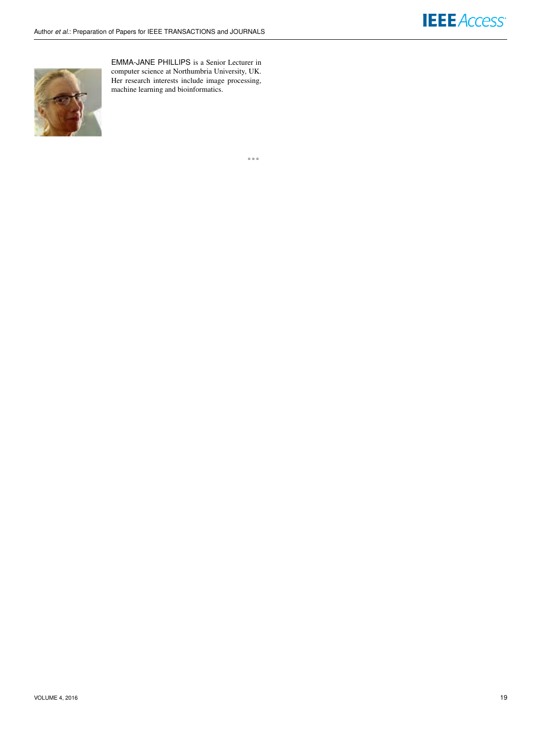EMMA-JANE PHILLIPS is a Senior Lecturer in computer science at Northumbria University, UK. Her research interests include image processing, machine learning and bioinformatics.